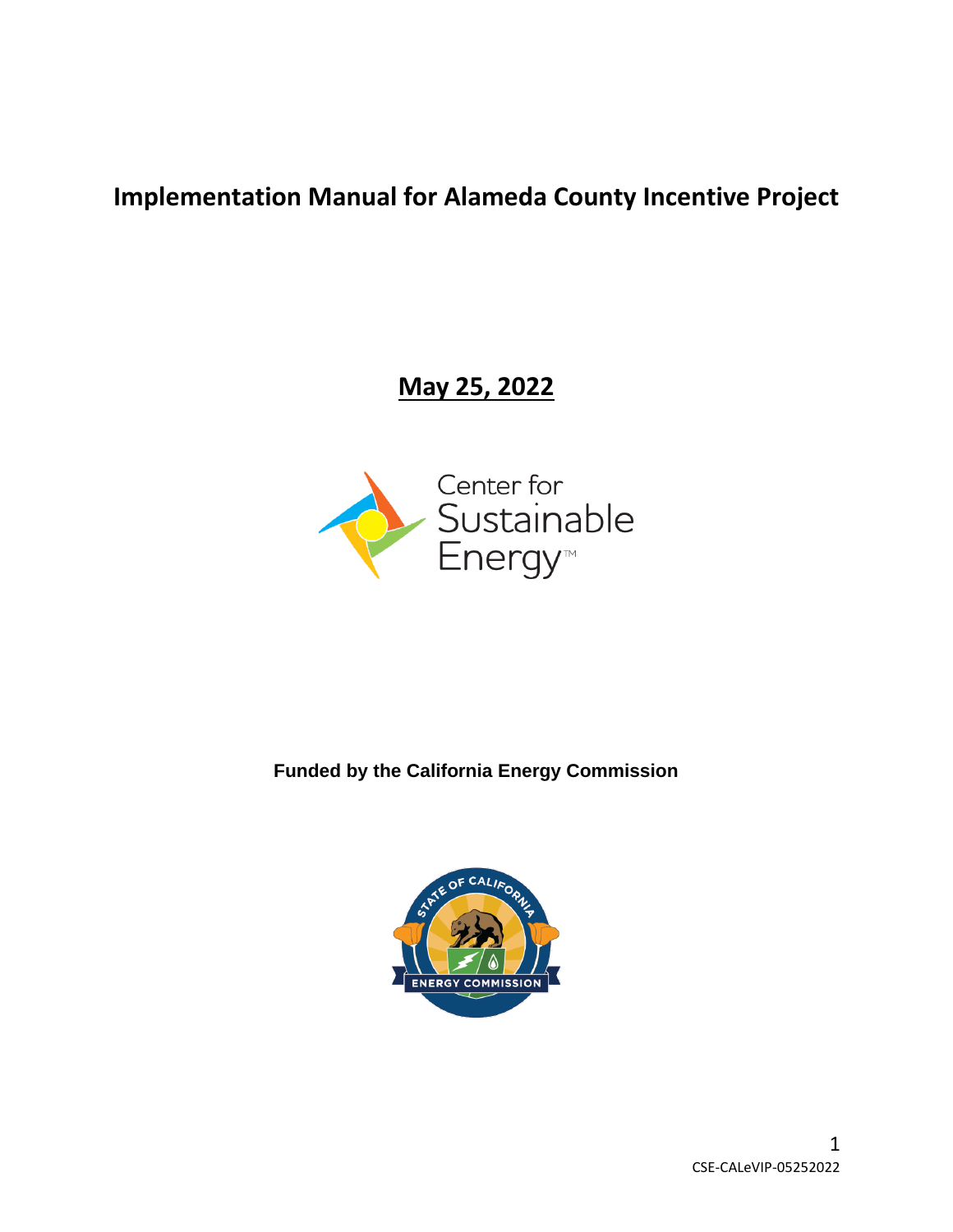# Implementation Manual for Alameda County Incentive Project

**May 25, 2022**

Center for Sustainable Energy™

**Funded by the California Energy Commission**

CSE-CALeVIP-05252022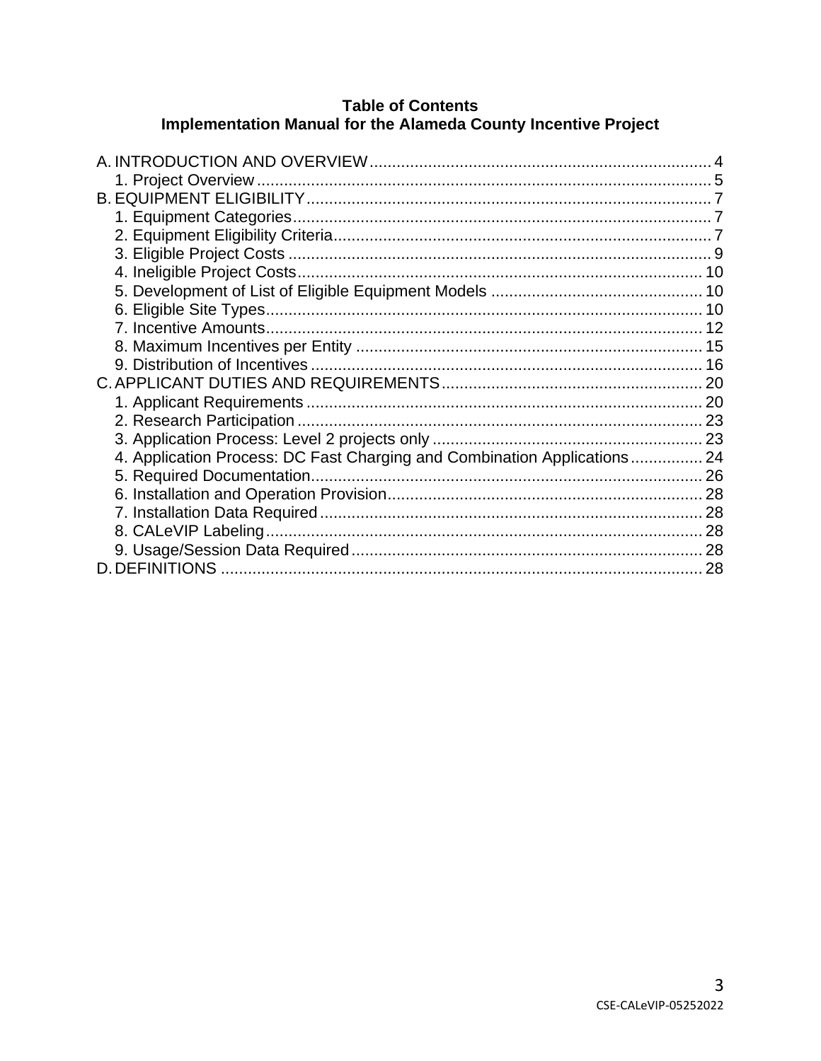**Table of Contents**
**Implementation Manual for the Alameda County Incentive Project**

A. INTRODUCTION AND OVERVIEW .......... 4
 1. Project Overview .......... 5
B. EQUIPMENT ELIGIBILITY .......... 7
 1. Equipment Categories .......... 7
 2. Equipment Eligibility Criteria .......... 7
 3. Eligible Project Costs .......... 9
 4. Ineligible Project Costs .......... 10
 5. Development of List of Eligible Equipment Models .......... 10
 6. Eligible Site Types .......... 10
 7. Incentive Amounts .......... 12
 8. Maximum Incentives per Entity .......... 15
 9. Distribution of Incentives .......... 16
C. APPLICANT DUTIES AND REQUIREMENTS .......... 20
 1. Applicant Requirements .......... 20
 2. Research Participation .......... 23
 3. Application Process: Level 2 projects only .......... 23
 4. Application Process: DC Fast Charging and Combination Applications .......... 24
 5. Required Documentation .......... 26
 6. Installation and Operation Provision .......... 28
 7. Installation Data Required .......... 28
 8. CALeVIP Labeling .......... 28
 9. Usage/Session Data Required .......... 28
D. DEFINITIONS .......... 28

CSE-CALeVIP-05252022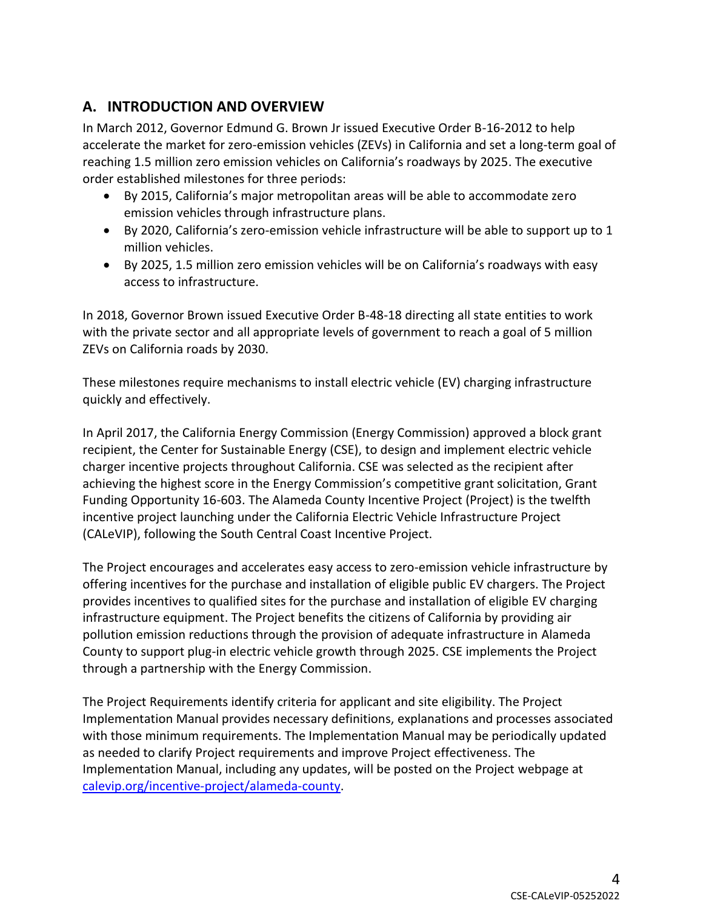## A. INTRODUCTION AND OVERVIEW

In March 2012, Governor Edmund G. Brown Jr issued Executive Order B-16-2012 to help accelerate the market for zero-emission vehicles (ZEVs) in California and set a long-term goal of reaching 1.5 million zero emission vehicles on California's roadways by 2025. The executive order established milestones for three periods:

- By 2015, California's major metropolitan areas will be able to accommodate zero emission vehicles through infrastructure plans.
- By 2020, California's zero-emission vehicle infrastructure will be able to support up to 1 million vehicles.
- By 2025, 1.5 million zero emission vehicles will be on California's roadways with easy access to infrastructure.

In 2018, Governor Brown issued Executive Order B-48-18 directing all state entities to work with the private sector and all appropriate levels of government to reach a goal of 5 million ZEVs on California roads by 2030.

These milestones require mechanisms to install electric vehicle (EV) charging infrastructure quickly and effectively.

In April 2017, the California Energy Commission (Energy Commission) approved a block grant recipient, the Center for Sustainable Energy (CSE), to design and implement electric vehicle charger incentive projects throughout California. CSE was selected as the recipient after achieving the highest score in the Energy Commission's competitive grant solicitation, Grant Funding Opportunity 16-603. The Alameda County Incentive Project (Project) is the twelfth incentive project launching under the California Electric Vehicle Infrastructure Project (CALeVIP), following the South Central Coast Incentive Project.

The Project encourages and accelerates easy access to zero-emission vehicle infrastructure by offering incentives for the purchase and installation of eligible public EV chargers. The Project provides incentives to qualified sites for the purchase and installation of eligible EV charging infrastructure equipment. The Project benefits the citizens of California by providing air pollution emission reductions through the provision of adequate infrastructure in Alameda County to support plug-in electric vehicle growth through 2025. CSE implements the Project through a partnership with the Energy Commission.

The Project Requirements identify criteria for applicant and site eligibility. The Project Implementation Manual provides necessary definitions, explanations and processes associated with those minimum requirements. The Implementation Manual may be periodically updated as needed to clarify Project requirements and improve Project effectiveness. The Implementation Manual, including any updates, will be posted on the Project webpage at [calevip.org/incentive-project/alameda-county](calevip.org/incentive-project/alameda-county).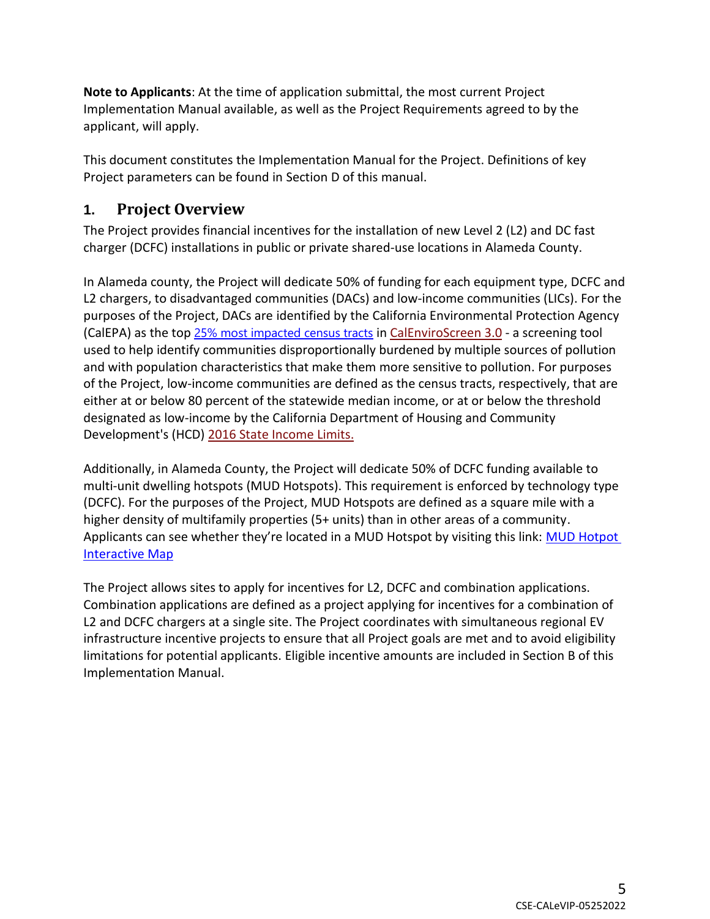**Note to Applicants**: At the time of application submittal, the most current Project Implementation Manual available, as well as the Project Requirements agreed to by the applicant, will apply.

This document constitutes the Implementation Manual for the Project. Definitions of key Project parameters can be found in Section D of this manual.

## 1. Project Overview

The Project provides financial incentives for the installation of new Level 2 (L2) and DC fast charger (DCFC) installations in public or private shared-use locations in Alameda County.

In Alameda county, the Project will dedicate 50% of funding for each equipment type, DCFC and L2 chargers, to disadvantaged communities (DACs) and low-income communities (LICs). For the purposes of the Project, DACs are identified by the California Environmental Protection Agency (CalEPA) as the top 25% most impacted census tracts in CalEnviroScreen 3.0 - a screening tool used to help identify communities disproportionally burdened by multiple sources of pollution and with population characteristics that make them more sensitive to pollution. For purposes of the Project, low-income communities are defined as the census tracts, respectively, that are either at or below 80 percent of the statewide median income, or at or below the threshold designated as low-income by the California Department of Housing and Community Development's (HCD) 2016 State Income Limits.

Additionally, in Alameda County, the Project will dedicate 50% of DCFC funding available to multi-unit dwelling hotspots (MUD Hotspots). This requirement is enforced by technology type (DCFC). For the purposes of the Project, MUD Hotspots are defined as a square mile with a higher density of multifamily properties (5+ units) than in other areas of a community. Applicants can see whether they're located in a MUD Hotspot by visiting this link: MUD Hotpot Interactive Map

The Project allows sites to apply for incentives for L2, DCFC and combination applications. Combination applications are defined as a project applying for incentives for a combination of L2 and DCFC chargers at a single site. The Project coordinates with simultaneous regional EV infrastructure incentive projects to ensure that all Project goals are met and to avoid eligibility limitations for potential applicants. Eligible incentive amounts are included in Section B of this Implementation Manual.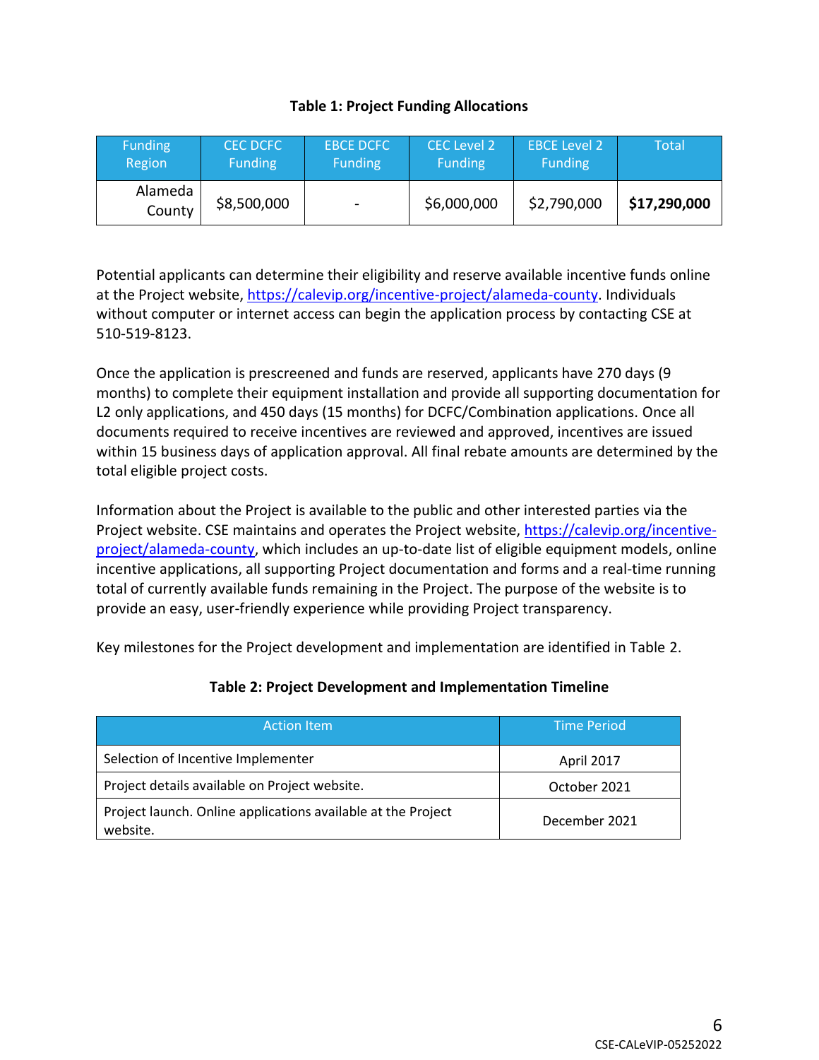**Table 1: Project Funding Allocations**

| Funding Region | CEC DCFC Funding | EBCE DCFC Funding | CEC Level 2 Funding | EBCE Level 2 Funding | Total |
|---|---|---|---|---|---|
| Alameda County | $8,500,000 | - | $6,000,000 | $2,790,000 | **$17,290,000** |

Potential applicants can determine their eligibility and reserve available incentive funds online at the Project website, https://calevip.org/incentive-project/alameda-county. Individuals without computer or internet access can begin the application process by contacting CSE at 510-519-8123.

Once the application is prescreened and funds are reserved, applicants have 270 days (9 months) to complete their equipment installation and provide all supporting documentation for L2 only applications, and 450 days (15 months) for DCFC/Combination applications. Once all documents required to receive incentives are reviewed and approved, incentives are issued within 15 business days of application approval. All final rebate amounts are determined by the total eligible project costs.

Information about the Project is available to the public and other interested parties via the Project website. CSE maintains and operates the Project website, https://calevip.org/incentive-project/alameda-county, which includes an up-to-date list of eligible equipment models, online incentive applications, all supporting Project documentation and forms and a real-time running total of currently available funds remaining in the Project. The purpose of the website is to provide an easy, user-friendly experience while providing Project transparency.

Key milestones for the Project development and implementation are identified in Table 2.

**Table 2: Project Development and Implementation Timeline**

| Action Item | Time Period |
|---|---|
| Selection of Incentive Implementer | April 2017 |
| Project details available on Project website. | October 2021 |
| Project launch. Online applications available at the Project website. | December 2021 |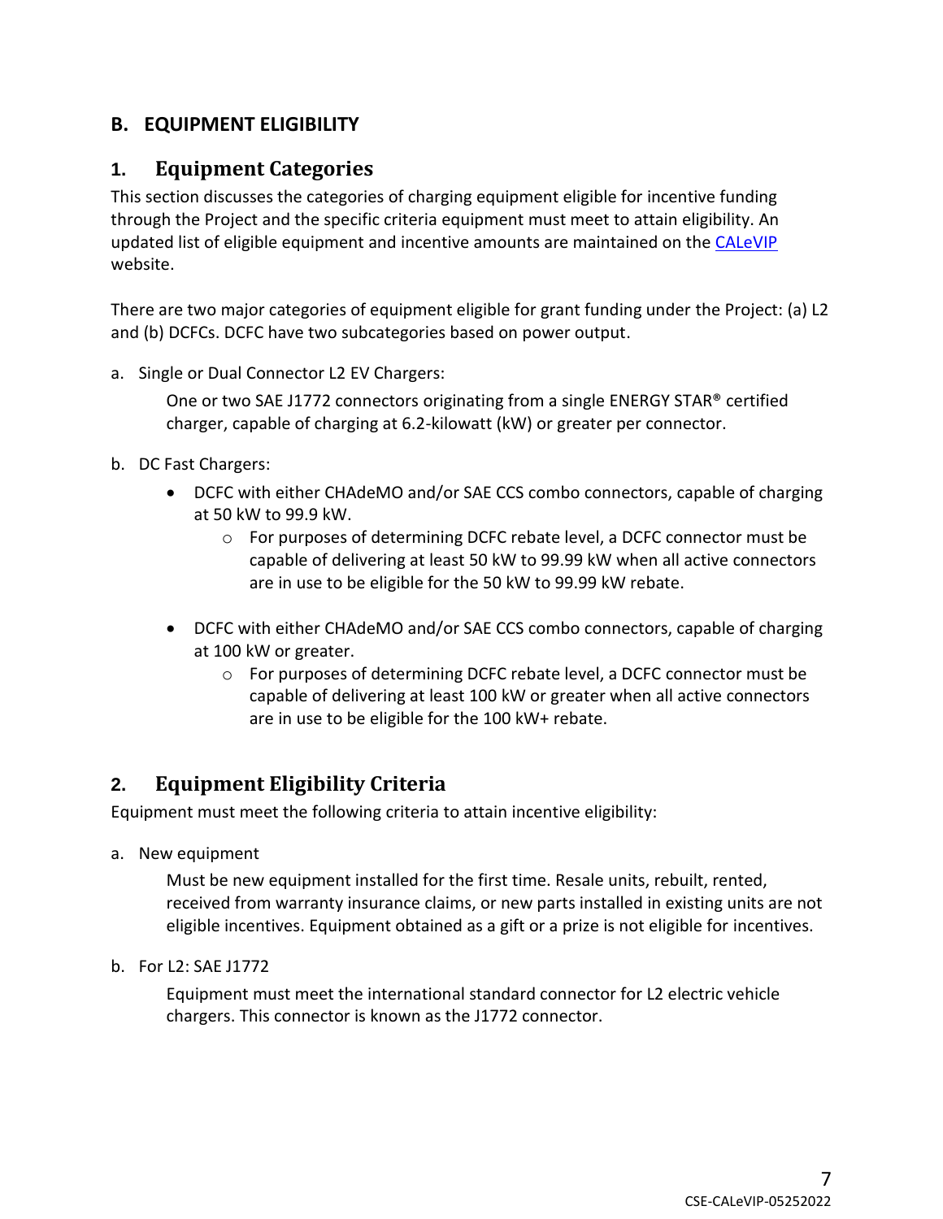## B. EQUIPMENT ELIGIBILITY

### 1. Equipment Categories

This section discusses the categories of charging equipment eligible for incentive funding through the Project and the specific criteria equipment must meet to attain eligibility. An updated list of eligible equipment and incentive amounts are maintained on the CALeVIP website.

There are two major categories of equipment eligible for grant funding under the Project: (a) L2 and (b) DCFCs. DCFC have two subcategories based on power output.

a. Single or Dual Connector L2 EV Chargers:

   One or two SAE J1772 connectors originating from a single ENERGY STAR® certified charger, capable of charging at 6.2-kilowatt (kW) or greater per connector.

b. DC Fast Chargers:

   - DCFC with either CHAdeMO and/or SAE CCS combo connectors, capable of charging at 50 kW to 99.9 kW.
     - For purposes of determining DCFC rebate level, a DCFC connector must be capable of delivering at least 50 kW to 99.99 kW when all active connectors are in use to be eligible for the 50 kW to 99.99 kW rebate.
   - DCFC with either CHAdeMO and/or SAE CCS combo connectors, capable of charging at 100 kW or greater.
     - For purposes of determining DCFC rebate level, a DCFC connector must be capable of delivering at least 100 kW or greater when all active connectors are in use to be eligible for the 100 kW+ rebate.

### 2. Equipment Eligibility Criteria

Equipment must meet the following criteria to attain incentive eligibility:

a. New equipment

   Must be new equipment installed for the first time. Resale units, rebuilt, rented, received from warranty insurance claims, or new parts installed in existing units are not eligible incentives. Equipment obtained as a gift or a prize is not eligible for incentives.

b. For L2: SAE J1772

   Equipment must meet the international standard connector for L2 electric vehicle chargers. This connector is known as the J1772 connector.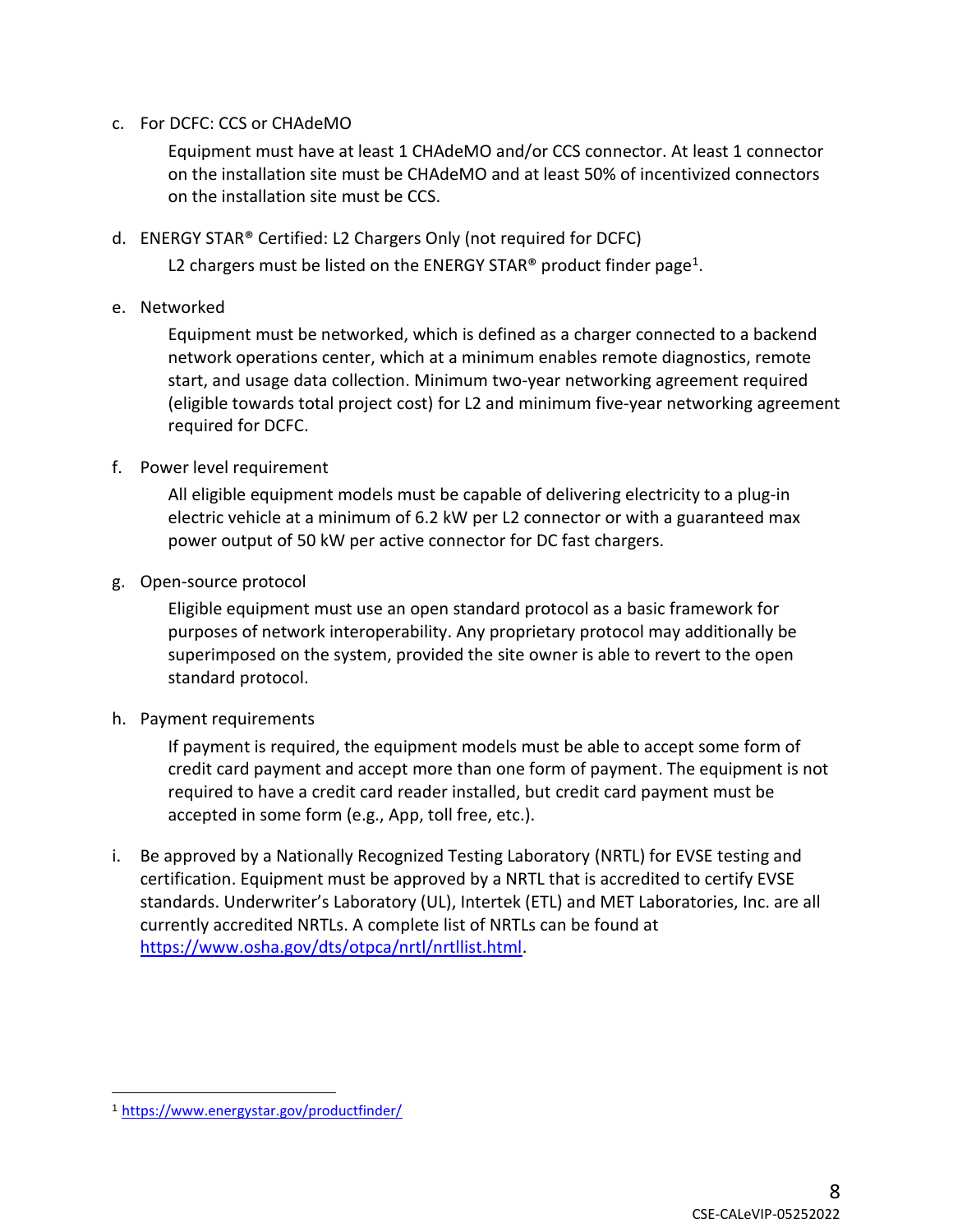c. For DCFC: CCS or CHAdeMO

   Equipment must have at least 1 CHAdeMO and/or CCS connector. At least 1 connector on the installation site must be CHAdeMO and at least 50% of incentivized connectors on the installation site must be CCS.

d. ENERGY STAR® Certified: L2 Chargers Only (not required for DCFC)

   L2 chargers must be listed on the ENERGY STAR® product finder page[1].

e. Networked

   Equipment must be networked, which is defined as a charger connected to a backend network operations center, which at a minimum enables remote diagnostics, remote start, and usage data collection. Minimum two-year networking agreement required (eligible towards total project cost) for L2 and minimum five-year networking agreement required for DCFC.

f. Power level requirement

   All eligible equipment models must be capable of delivering electricity to a plug-in electric vehicle at a minimum of 6.2 kW per L2 connector or with a guaranteed max power output of 50 kW per active connector for DC fast chargers.

g. Open-source protocol

   Eligible equipment must use an open standard protocol as a basic framework for purposes of network interoperability. Any proprietary protocol may additionally be superimposed on the system, provided the site owner is able to revert to the open standard protocol.

h. Payment requirements

   If payment is required, the equipment models must be able to accept some form of credit card payment and accept more than one form of payment. The equipment is not required to have a credit card reader installed, but credit card payment must be accepted in some form (e.g., App, toll free, etc.).

i. Be approved by a Nationally Recognized Testing Laboratory (NRTL) for EVSE testing and certification. Equipment must be approved by a NRTL that is accredited to certify EVSE standards. Underwriter's Laboratory (UL), Intertek (ETL) and MET Laboratories, Inc. are all currently accredited NRTLs. A complete list of NRTLs can be found at https://www.osha.gov/dts/otpca/nrtl/nrtllist.html.

---

[1] https://www.energystar.gov/productfinder/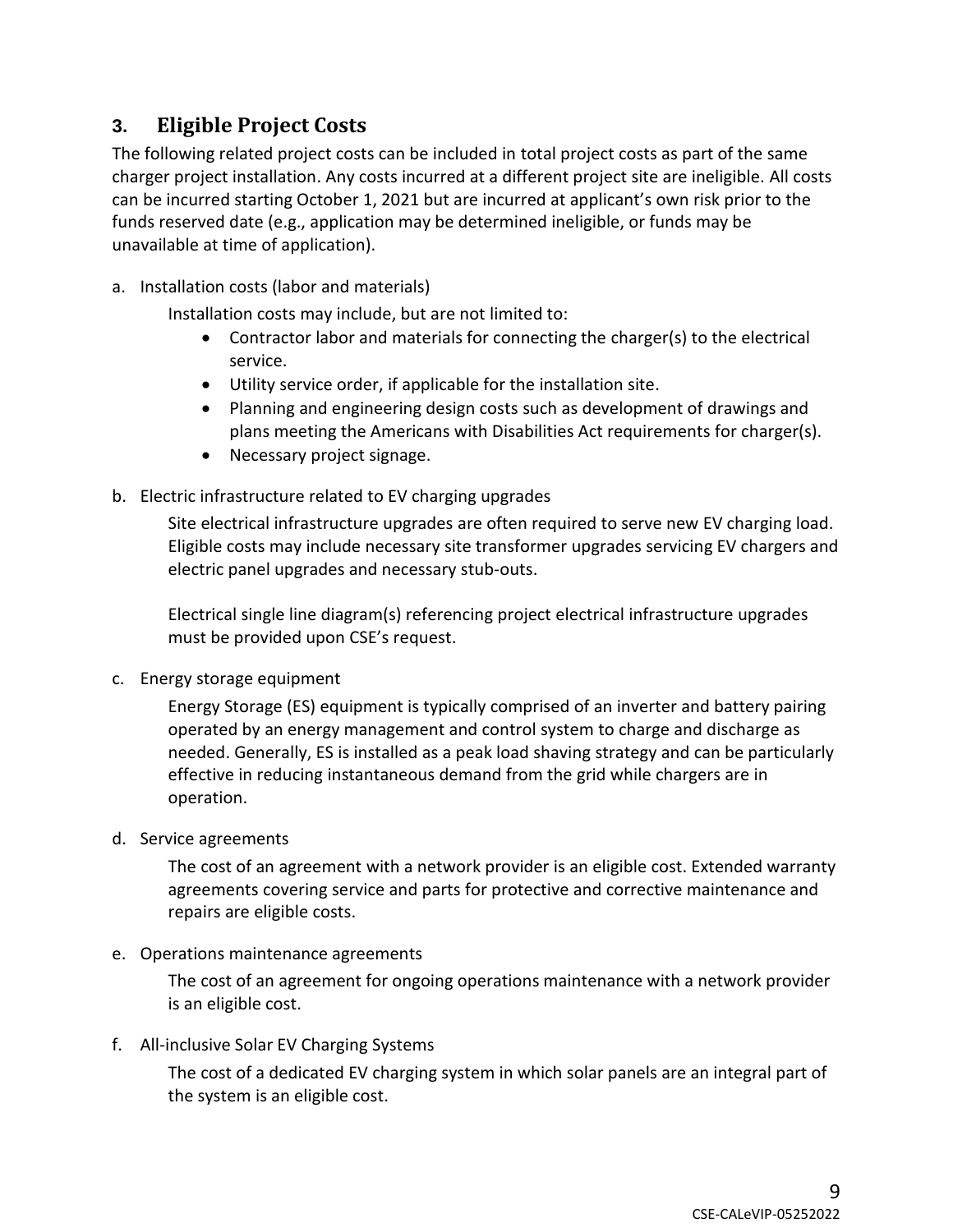## 3. Eligible Project Costs

The following related project costs can be included in total project costs as part of the same charger project installation. Any costs incurred at a different project site are ineligible. All costs can be incurred starting October 1, 2021 but are incurred at applicant's own risk prior to the funds reserved date (e.g., application may be determined ineligible, or funds may be unavailable at time of application).

a. Installation costs (labor and materials)

   Installation costs may include, but are not limited to:

   - Contractor labor and materials for connecting the charger(s) to the electrical service.
   - Utility service order, if applicable for the installation site.
   - Planning and engineering design costs such as development of drawings and plans meeting the Americans with Disabilities Act requirements for charger(s).
   - Necessary project signage.

b. Electric infrastructure related to EV charging upgrades

   Site electrical infrastructure upgrades are often required to serve new EV charging load. Eligible costs may include necessary site transformer upgrades servicing EV chargers and electric panel upgrades and necessary stub-outs.

   Electrical single line diagram(s) referencing project electrical infrastructure upgrades must be provided upon CSE's request.

c. Energy storage equipment

   Energy Storage (ES) equipment is typically comprised of an inverter and battery pairing operated by an energy management and control system to charge and discharge as needed. Generally, ES is installed as a peak load shaving strategy and can be particularly effective in reducing instantaneous demand from the grid while chargers are in operation.

d. Service agreements

   The cost of an agreement with a network provider is an eligible cost. Extended warranty agreements covering service and parts for protective and corrective maintenance and repairs are eligible costs.

e. Operations maintenance agreements

   The cost of an agreement for ongoing operations maintenance with a network provider is an eligible cost.

f. All-inclusive Solar EV Charging Systems

   The cost of a dedicated EV charging system in which solar panels are an integral part of the system is an eligible cost.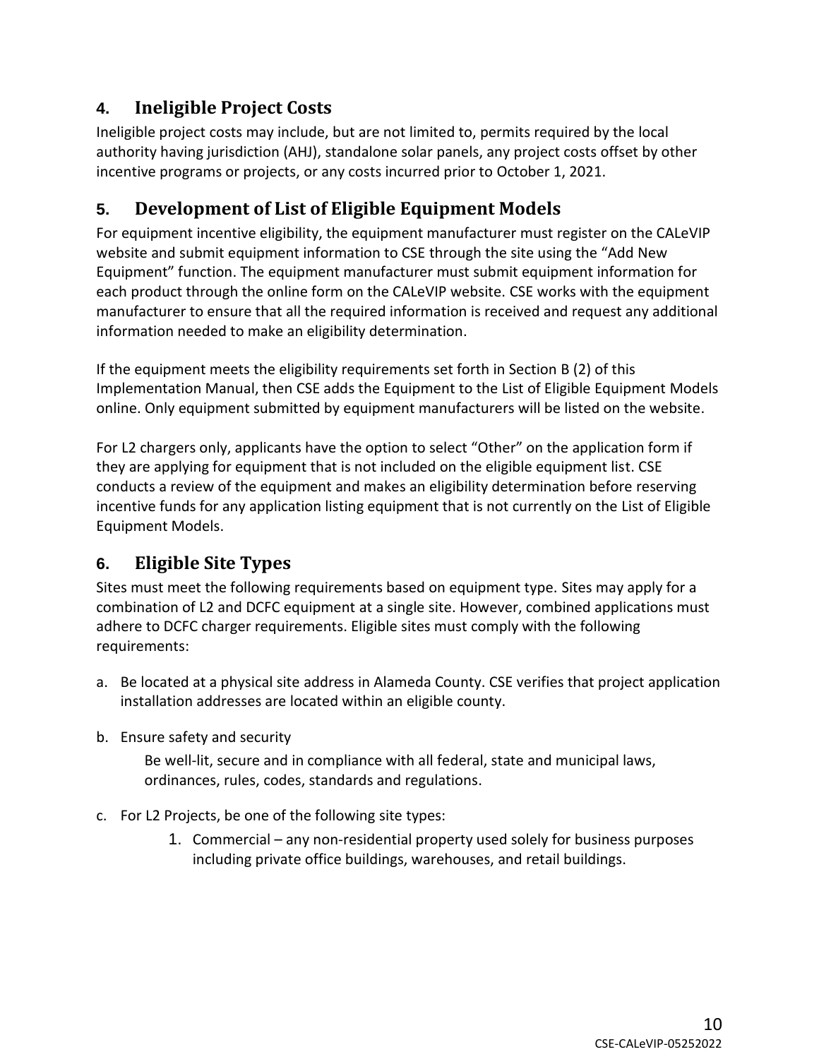## 4. Ineligible Project Costs

Ineligible project costs may include, but are not limited to, permits required by the local authority having jurisdiction (AHJ), standalone solar panels, any project costs offset by other incentive programs or projects, or any costs incurred prior to October 1, 2021.

## 5. Development of List of Eligible Equipment Models

For equipment incentive eligibility, the equipment manufacturer must register on the CALeVIP website and submit equipment information to CSE through the site using the "Add New Equipment" function. The equipment manufacturer must submit equipment information for each product through the online form on the CALeVIP website. CSE works with the equipment manufacturer to ensure that all the required information is received and request any additional information needed to make an eligibility determination.

If the equipment meets the eligibility requirements set forth in Section B (2) of this Implementation Manual, then CSE adds the Equipment to the List of Eligible Equipment Models online. Only equipment submitted by equipment manufacturers will be listed on the website.

For L2 chargers only, applicants have the option to select "Other" on the application form if they are applying for equipment that is not included on the eligible equipment list. CSE conducts a review of the equipment and makes an eligibility determination before reserving incentive funds for any application listing equipment that is not currently on the List of Eligible Equipment Models.

## 6. Eligible Site Types

Sites must meet the following requirements based on equipment type. Sites may apply for a combination of L2 and DCFC equipment at a single site. However, combined applications must adhere to DCFC charger requirements. Eligible sites must comply with the following requirements:

a. Be located at a physical site address in Alameda County. CSE verifies that project application installation addresses are located within an eligible county.

b. Ensure safety and security

   Be well-lit, secure and in compliance with all federal, state and municipal laws, ordinances, rules, codes, standards and regulations.

c. For L2 Projects, be one of the following site types:

   1. Commercial – any non-residential property used solely for business purposes including private office buildings, warehouses, and retail buildings.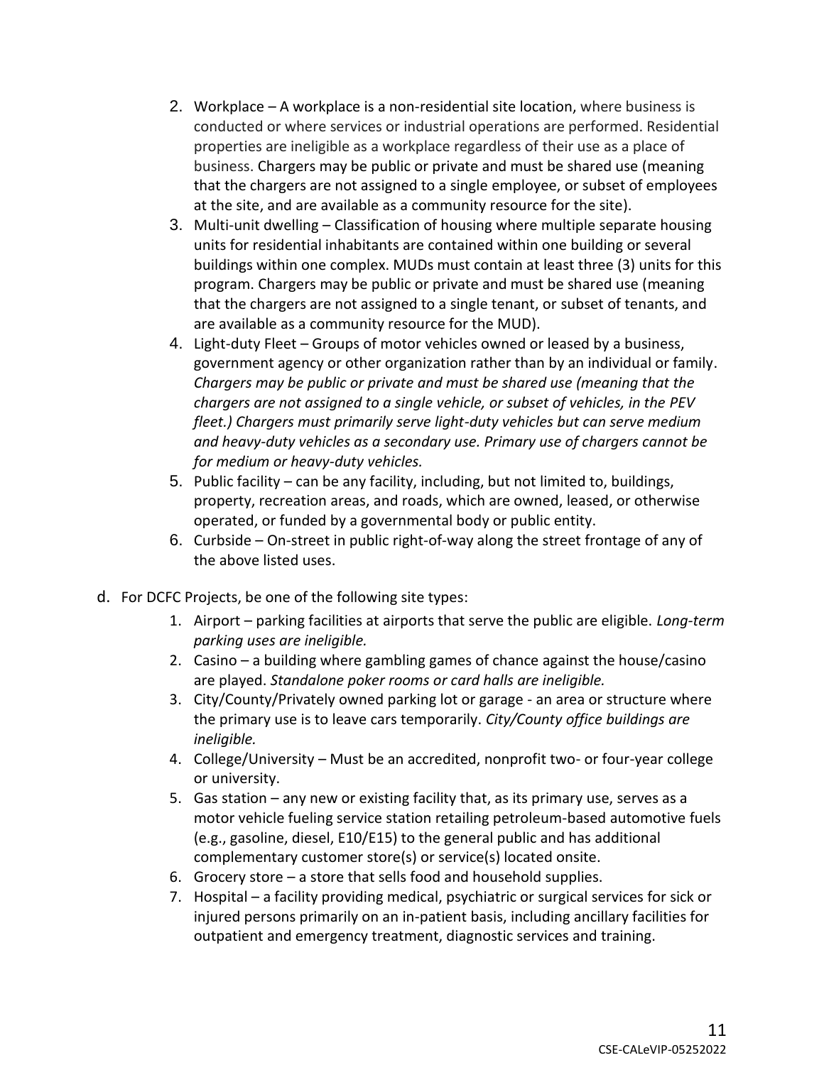2. Workplace – A workplace is a non-residential site location, where business is conducted or where services or industrial operations are performed. Residential properties are ineligible as a workplace regardless of their use as a place of business. Chargers may be public or private and must be shared use (meaning that the chargers are not assigned to a single employee, or subset of employees at the site, and are available as a community resource for the site).
3. Multi-unit dwelling – Classification of housing where multiple separate housing units for residential inhabitants are contained within one building or several buildings within one complex. MUDs must contain at least three (3) units for this program. Chargers may be public or private and must be shared use (meaning that the chargers are not assigned to a single tenant, or subset of tenants, and are available as a community resource for the MUD).
4. Light-duty Fleet – Groups of motor vehicles owned or leased by a business, government agency or other organization rather than by an individual or family. *Chargers may be public or private and must be shared use (meaning that the chargers are not assigned to a single vehicle, or subset of vehicles, in the PEV fleet.) Chargers must primarily serve light-duty vehicles but can serve medium and heavy-duty vehicles as a secondary use. Primary use of chargers cannot be for medium or heavy-duty vehicles.*
5. Public facility – can be any facility, including, but not limited to, buildings, property, recreation areas, and roads, which are owned, leased, or otherwise operated, or funded by a governmental body or public entity.
6. Curbside – On-street in public right-of-way along the street frontage of any of the above listed uses.

d. For DCFC Projects, be one of the following site types:

1. Airport – parking facilities at airports that serve the public are eligible. *Long-term parking uses are ineligible.*
2. Casino – a building where gambling games of chance against the house/casino are played. *Standalone poker rooms or card halls are ineligible.*
3. City/County/Privately owned parking lot or garage - an area or structure where the primary use is to leave cars temporarily. *City/County office buildings are ineligible.*
4. College/University – Must be an accredited, nonprofit two- or four-year college or university.
5. Gas station – any new or existing facility that, as its primary use, serves as a motor vehicle fueling service station retailing petroleum-based automotive fuels (e.g., gasoline, diesel, E10/E15) to the general public and has additional complementary customer store(s) or service(s) located onsite.
6. Grocery store – a store that sells food and household supplies.
7. Hospital – a facility providing medical, psychiatric or surgical services for sick or injured persons primarily on an in-patient basis, including ancillary facilities for outpatient and emergency treatment, diagnostic services and training.

CSE-CALeVIP-05252022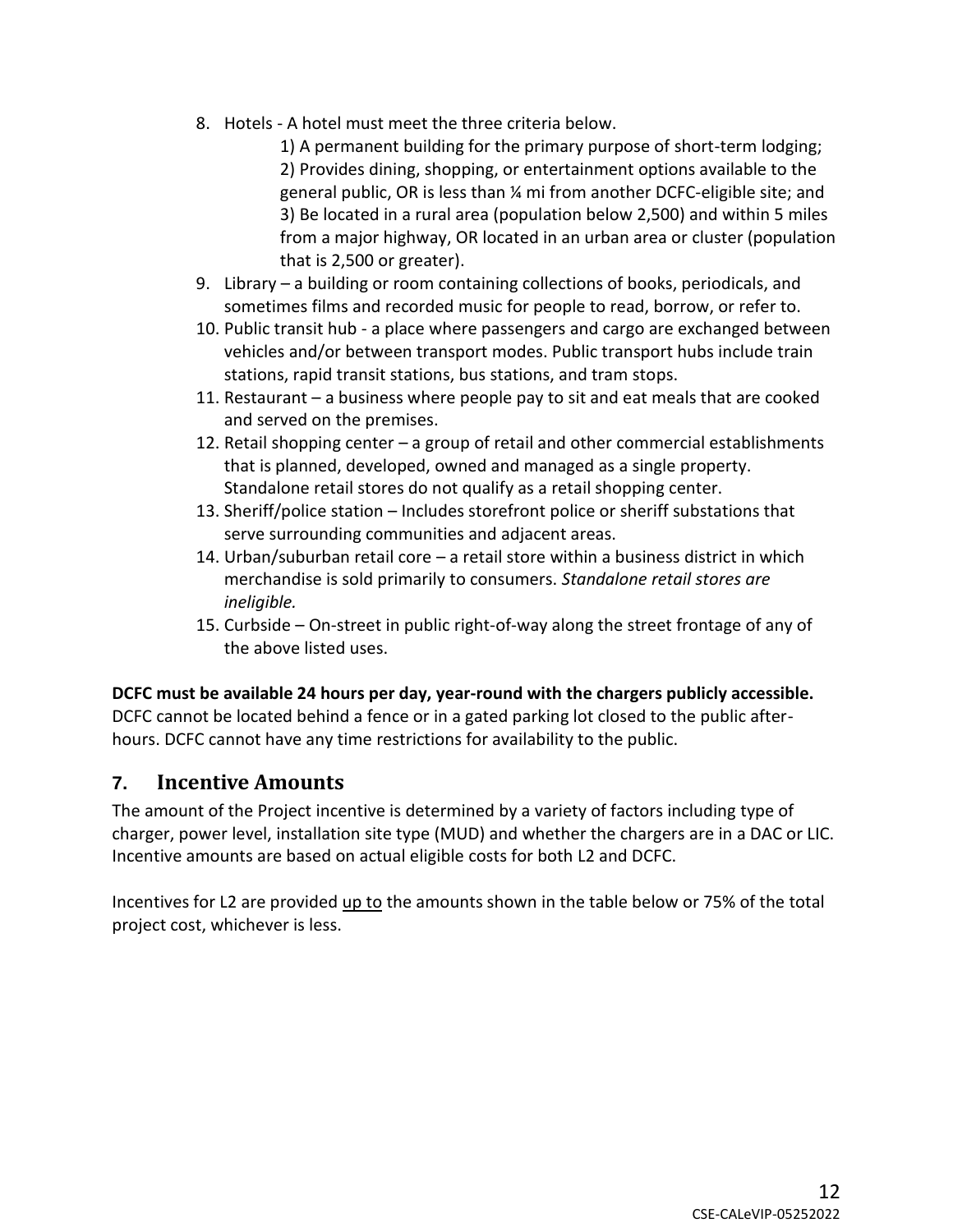8. Hotels - A hotel must meet the three criteria below.
   1) A permanent building for the primary purpose of short-term lodging;
   2) Provides dining, shopping, or entertainment options available to the general public, OR is less than ¼ mi from another DCFC-eligible site; and
   3) Be located in a rural area (population below 2,500) and within 5 miles from a major highway, OR located in an urban area or cluster (population that is 2,500 or greater).
9. Library – a building or room containing collections of books, periodicals, and sometimes films and recorded music for people to read, borrow, or refer to.
10. Public transit hub - a place where passengers and cargo are exchanged between vehicles and/or between transport modes. Public transport hubs include train stations, rapid transit stations, bus stations, and tram stops.
11. Restaurant – a business where people pay to sit and eat meals that are cooked and served on the premises.
12. Retail shopping center – a group of retail and other commercial establishments that is planned, developed, owned and managed as a single property. Standalone retail stores do not qualify as a retail shopping center.
13. Sheriff/police station – Includes storefront police or sheriff substations that serve surrounding communities and adjacent areas.
14. Urban/suburban retail core – a retail store within a business district in which merchandise is sold primarily to consumers. *Standalone retail stores are ineligible.*
15. Curbside – On-street in public right-of-way along the street frontage of any of the above listed uses.

**DCFC must be available 24 hours per day, year-round with the chargers publicly accessible.** DCFC cannot be located behind a fence or in a gated parking lot closed to the public after-hours. DCFC cannot have any time restrictions for availability to the public.

## 7. Incentive Amounts

The amount of the Project incentive is determined by a variety of factors including type of charger, power level, installation site type (MUD) and whether the chargers are in a DAC or LIC. Incentive amounts are based on actual eligible costs for both L2 and DCFC.

Incentives for L2 are provided up to the amounts shown in the table below or 75% of the total project cost, whichever is less.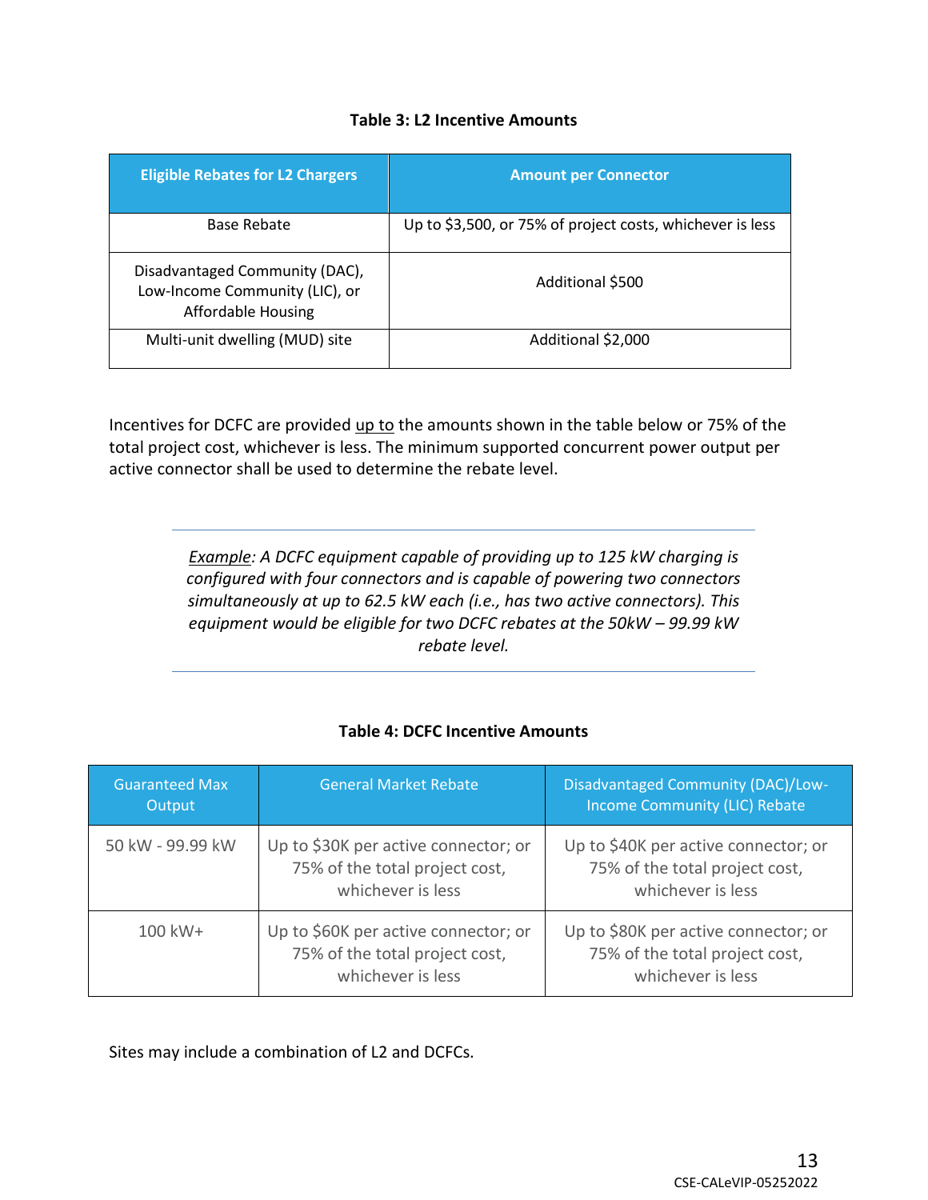**Table 3: L2 Incentive Amounts**

| Eligible Rebates for L2 Chargers | Amount per Connector |
| --- | --- |
| Base Rebate | Up to $3,500, or 75% of project costs, whichever is less |
| Disadvantaged Community (DAC), Low-Income Community (LIC), or Affordable Housing | Additional $500 |
| Multi-unit dwelling (MUD) site | Additional $2,000 |

Incentives for DCFC are provided <u>up to</u> the amounts shown in the table below or 75% of the total project cost, whichever is less. The minimum supported concurrent power output per active connector shall be used to determine the rebate level.

---

*<u>Example</u>: A DCFC equipment capable of providing up to 125 kW charging is configured with four connectors and is capable of powering two connectors simultaneously at up to 62.5 kW each (i.e., has two active connectors). This equipment would be eligible for two DCFC rebates at the 50kW – 99.99 kW rebate level.*

---

**Table 4: DCFC Incentive Amounts**

| Guaranteed Max Output | General Market Rebate | Disadvantaged Community (DAC)/Low-Income Community (LIC) Rebate |
| --- | --- | --- |
| 50 kW - 99.99 kW | Up to $30K per active connector; or 75% of the total project cost, whichever is less | Up to $40K per active connector; or 75% of the total project cost, whichever is less |
| 100 kW+ | Up to $60K per active connector; or 75% of the total project cost, whichever is less | Up to $80K per active connector; or 75% of the total project cost, whichever is less |

Sites may include a combination of L2 and DCFCs.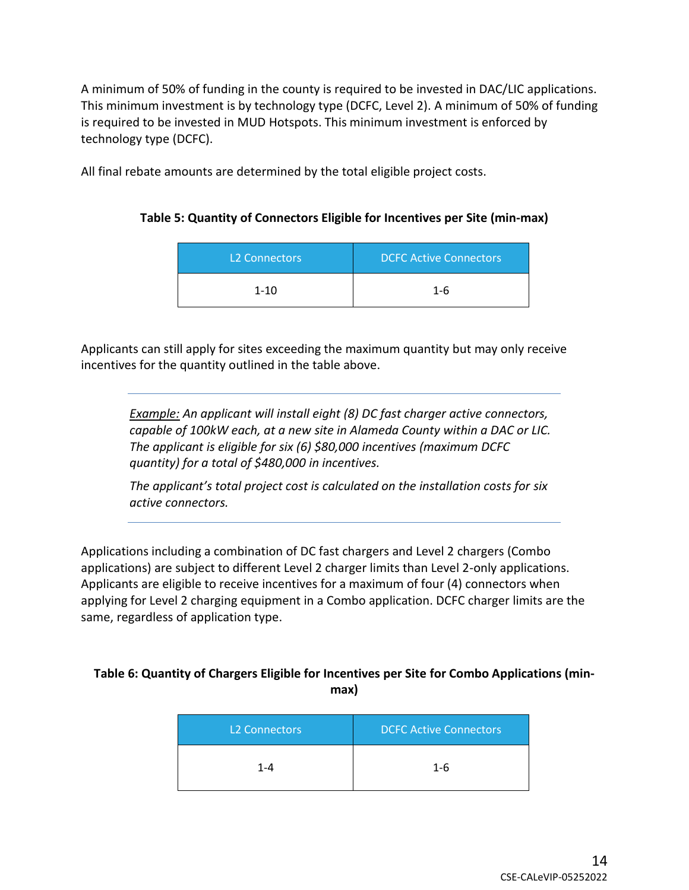A minimum of 50% of funding in the county is required to be invested in DAC/LIC applications. This minimum investment is by technology type (DCFC, Level 2). A minimum of 50% of funding is required to be invested in MUD Hotspots. This minimum investment is enforced by technology type (DCFC).

All final rebate amounts are determined by the total eligible project costs.

**Table 5: Quantity of Connectors Eligible for Incentives per Site (min-max)**

| L2 Connectors | DCFC Active Connectors |
|---|---|
| 1-10 | 1-6 |

Applicants can still apply for sites exceeding the maximum quantity but may only receive incentives for the quantity outlined in the table above.

---

*Example: An applicant will install eight (8) DC fast charger active connectors, capable of 100kW each, at a new site in Alameda County within a DAC or LIC. The applicant is eligible for six (6) $80,000 incentives (maximum DCFC quantity) for a total of $480,000 in incentives.*

*The applicant's total project cost is calculated on the installation costs for six active connectors.*

---

Applications including a combination of DC fast chargers and Level 2 chargers (Combo applications) are subject to different Level 2 charger limits than Level 2-only applications. Applicants are eligible to receive incentives for a maximum of four (4) connectors when applying for Level 2 charging equipment in a Combo application. DCFC charger limits are the same, regardless of application type.

**Table 6: Quantity of Chargers Eligible for Incentives per Site for Combo Applications (min-max)**

| L2 Connectors | DCFC Active Connectors |
|---|---|
| 1-4 | 1-6 |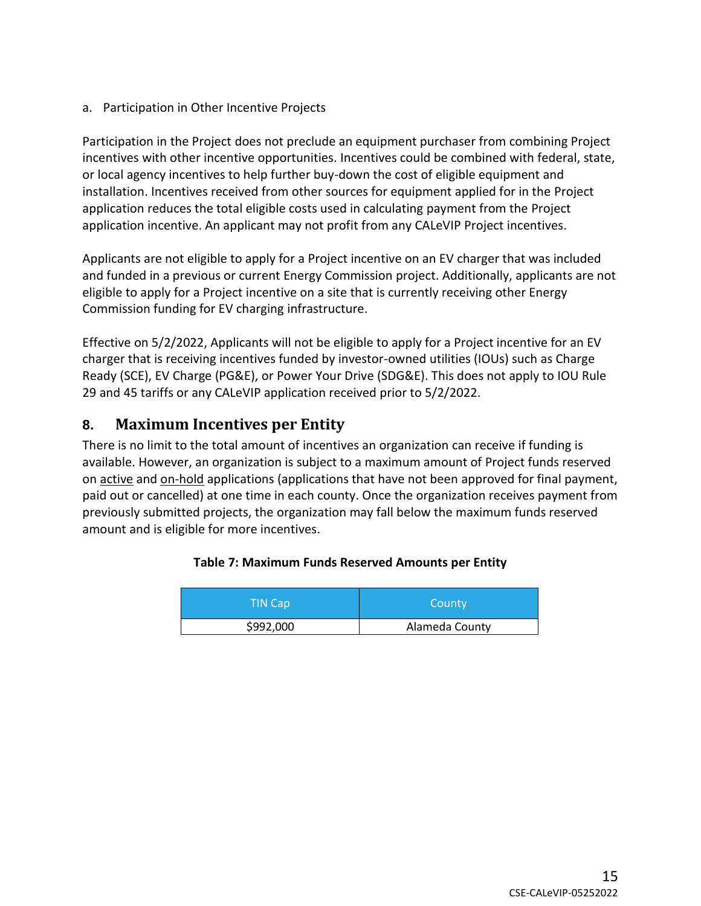a. Participation in Other Incentive Projects

Participation in the Project does not preclude an equipment purchaser from combining Project incentives with other incentive opportunities. Incentives could be combined with federal, state, or local agency incentives to help further buy-down the cost of eligible equipment and installation. Incentives received from other sources for equipment applied for in the Project application reduces the total eligible costs used in calculating payment from the Project application incentive. An applicant may not profit from any CALeVIP Project incentives.

Applicants are not eligible to apply for a Project incentive on an EV charger that was included and funded in a previous or current Energy Commission project. Additionally, applicants are not eligible to apply for a Project incentive on a site that is currently receiving other Energy Commission funding for EV charging infrastructure.

Effective on 5/2/2022, Applicants will not be eligible to apply for a Project incentive for an EV charger that is receiving incentives funded by investor-owned utilities (IOUs) such as Charge Ready (SCE), EV Charge (PG&E), or Power Your Drive (SDG&E). This does not apply to IOU Rule 29 and 45 tariffs or any CALeVIP application received prior to 5/2/2022.

## 8. Maximum Incentives per Entity

There is no limit to the total amount of incentives an organization can receive if funding is available. However, an organization is subject to a maximum amount of Project funds reserved on active and on-hold applications (applications that have not been approved for final payment, paid out or cancelled) at one time in each county. Once the organization receives payment from previously submitted projects, the organization may fall below the maximum funds reserved amount and is eligible for more incentives.

**Table 7: Maximum Funds Reserved Amounts per Entity**

| TIN Cap | County |
| --- | --- |
| $992,000 | Alameda County |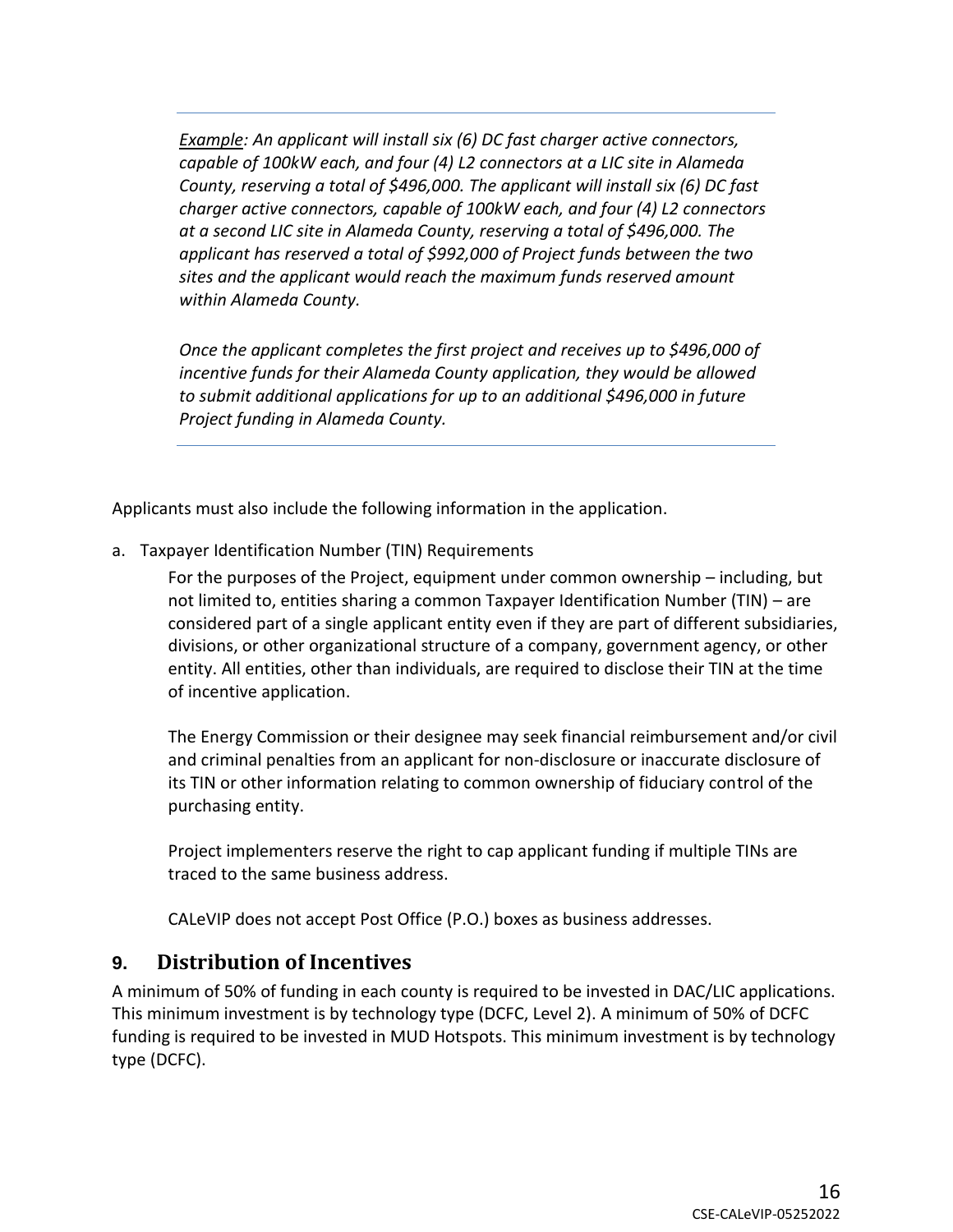*Example: An applicant will install six (6) DC fast charger active connectors, capable of 100kW each, and four (4) L2 connectors at a LIC site in Alameda County, reserving a total of $496,000. The applicant will install six (6) DC fast charger active connectors, capable of 100kW each, and four (4) L2 connectors at a second LIC site in Alameda County, reserving a total of $496,000. The applicant has reserved a total of $992,000 of Project funds between the two sites and the applicant would reach the maximum funds reserved amount within Alameda County.*

*Once the applicant completes the first project and receives up to $496,000 of incentive funds for their Alameda County application, they would be allowed to submit additional applications for up to an additional $496,000 in future Project funding in Alameda County.*

Applicants must also include the following information in the application.

a. Taxpayer Identification Number (TIN) Requirements

For the purposes of the Project, equipment under common ownership – including, but not limited to, entities sharing a common Taxpayer Identification Number (TIN) – are considered part of a single applicant entity even if they are part of different subsidiaries, divisions, or other organizational structure of a company, government agency, or other entity. All entities, other than individuals, are required to disclose their TIN at the time of incentive application.

The Energy Commission or their designee may seek financial reimbursement and/or civil and criminal penalties from an applicant for non-disclosure or inaccurate disclosure of its TIN or other information relating to common ownership of fiduciary control of the purchasing entity.

Project implementers reserve the right to cap applicant funding if multiple TINs are traced to the same business address.

CALeVIP does not accept Post Office (P.O.) boxes as business addresses.

## 9. Distribution of Incentives

A minimum of 50% of funding in each county is required to be invested in DAC/LIC applications. This minimum investment is by technology type (DCFC, Level 2). A minimum of 50% of DCFC funding is required to be invested in MUD Hotspots. This minimum investment is by technology type (DCFC).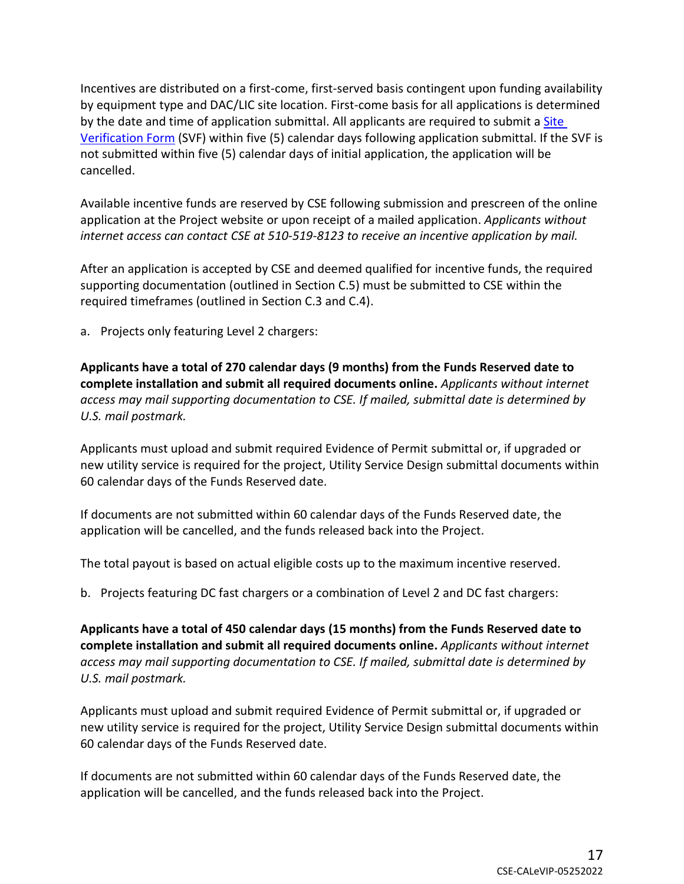Incentives are distributed on a first-come, first-served basis contingent upon funding availability by equipment type and DAC/LIC site location. First-come basis for all applications is determined by the date and time of application submittal. All applicants are required to submit a [Site Verification Form](#) (SVF) within five (5) calendar days following application submittal. If the SVF is not submitted within five (5) calendar days of initial application, the application will be cancelled.

Available incentive funds are reserved by CSE following submission and prescreen of the online application at the Project website or upon receipt of a mailed application. *Applicants without internet access can contact CSE at 510-519-8123 to receive an incentive application by mail.*

After an application is accepted by CSE and deemed qualified for incentive funds, the required supporting documentation (outlined in Section C.5) must be submitted to CSE within the required timeframes (outlined in Section C.3 and C.4).

a. Projects only featuring Level 2 chargers:

**Applicants have a total of 270 calendar days (9 months) from the Funds Reserved date to complete installation and submit all required documents online.** *Applicants without internet access may mail supporting documentation to CSE. If mailed, submittal date is determined by U.S. mail postmark.*

Applicants must upload and submit required Evidence of Permit submittal or, if upgraded or new utility service is required for the project, Utility Service Design submittal documents within 60 calendar days of the Funds Reserved date.

If documents are not submitted within 60 calendar days of the Funds Reserved date, the application will be cancelled, and the funds released back into the Project.

The total payout is based on actual eligible costs up to the maximum incentive reserved.

b. Projects featuring DC fast chargers or a combination of Level 2 and DC fast chargers:

**Applicants have a total of 450 calendar days (15 months) from the Funds Reserved date to complete installation and submit all required documents online.** *Applicants without internet access may mail supporting documentation to CSE. If mailed, submittal date is determined by U.S. mail postmark.*

Applicants must upload and submit required Evidence of Permit submittal or, if upgraded or new utility service is required for the project, Utility Service Design submittal documents within 60 calendar days of the Funds Reserved date.

If documents are not submitted within 60 calendar days of the Funds Reserved date, the application will be cancelled, and the funds released back into the Project.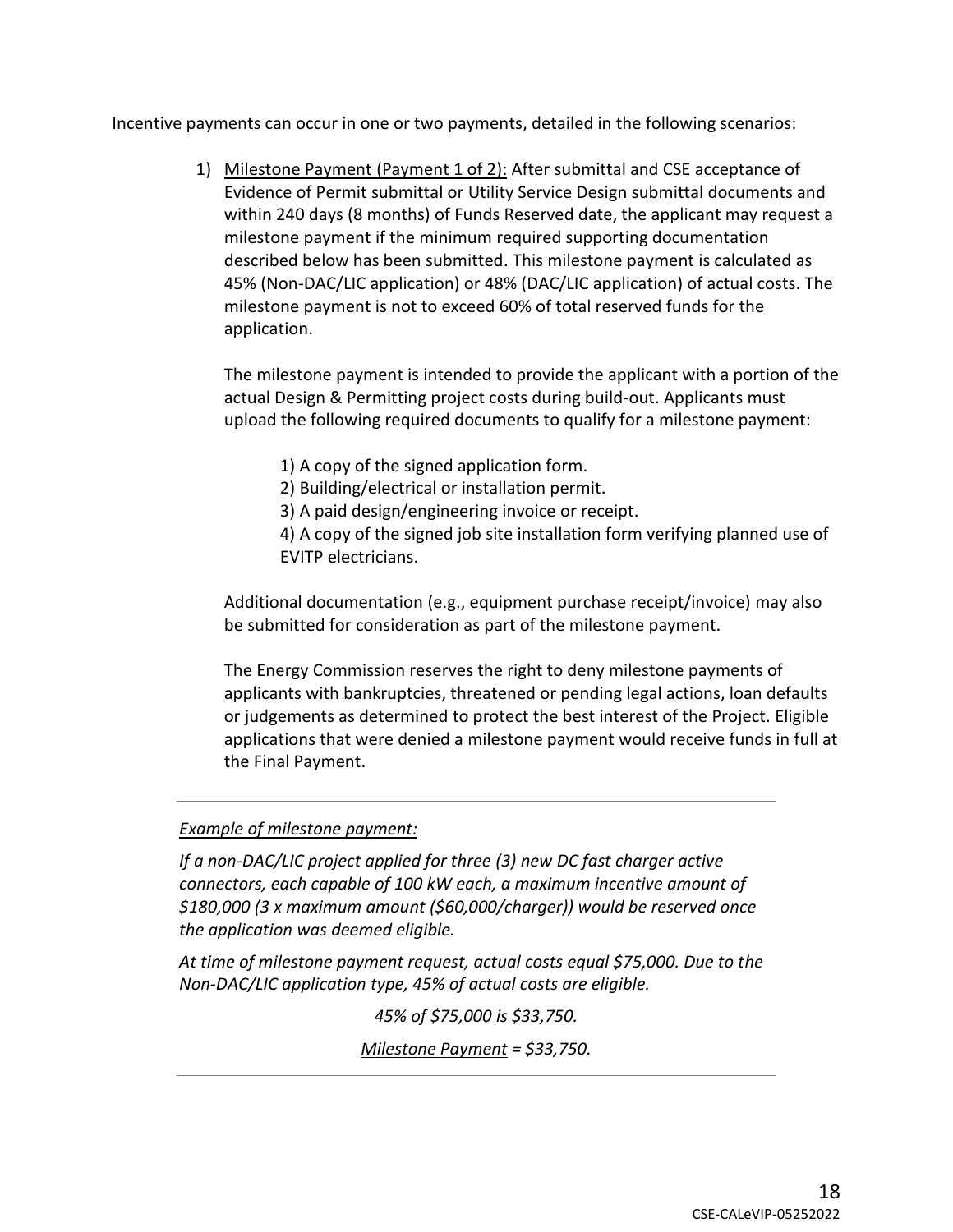Incentive payments can occur in one or two payments, detailed in the following scenarios:

1) Milestone Payment (Payment 1 of 2): After submittal and CSE acceptance of Evidence of Permit submittal or Utility Service Design submittal documents and within 240 days (8 months) of Funds Reserved date, the applicant may request a milestone payment if the minimum required supporting documentation described below has been submitted. This milestone payment is calculated as 45% (Non-DAC/LIC application) or 48% (DAC/LIC application) of actual costs. The milestone payment is not to exceed 60% of total reserved funds for the application.

   The milestone payment is intended to provide the applicant with a portion of the actual Design & Permitting project costs during build-out. Applicants must upload the following required documents to qualify for a milestone payment:

   1) A copy of the signed application form.
   2) Building/electrical or installation permit.
   3) A paid design/engineering invoice or receipt.
   4) A copy of the signed job site installation form verifying planned use of EVITP electricians.

   Additional documentation (e.g., equipment purchase receipt/invoice) may also be submitted for consideration as part of the milestone payment.

   The Energy Commission reserves the right to deny milestone payments of applicants with bankruptcies, threatened or pending legal actions, loan defaults or judgements as determined to protect the best interest of the Project. Eligible applications that were denied a milestone payment would receive funds in full at the Final Payment.

---

*Example of milestone payment:*

*If a non-DAC/LIC project applied for three (3) new DC fast charger active connectors, each capable of 100 kW each, a maximum incentive amount of $180,000 (3 x maximum amount ($60,000/charger)) would be reserved once the application was deemed eligible.*

*At time of milestone payment request, actual costs equal $75,000. Due to the Non-DAC/LIC application type, 45% of actual costs are eligible.*

*45% of $75,000 is $33,750.*

*Milestone Payment = $33,750.*

---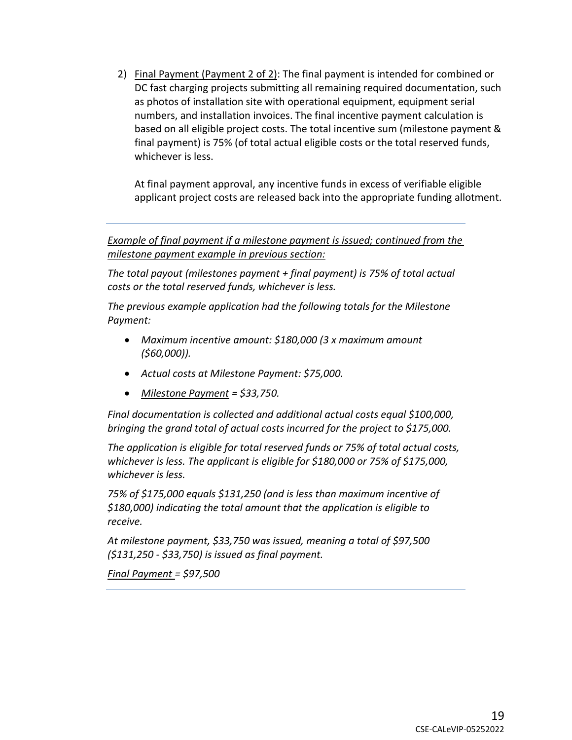2) Final Payment (Payment 2 of 2): The final payment is intended for combined or DC fast charging projects submitting all remaining required documentation, such as photos of installation site with operational equipment, equipment serial numbers, and installation invoices. The final incentive payment calculation is based on all eligible project costs. The total incentive sum (milestone payment & final payment) is 75% (of total actual eligible costs or the total reserved funds, whichever is less.

   At final payment approval, any incentive funds in excess of verifiable eligible applicant project costs are released back into the appropriate funding allotment.

---

*Example of final payment if a milestone payment is issued; continued from the milestone payment example in previous section:*

*The total payout (milestones payment + final payment) is 75% of total actual costs or the total reserved funds, whichever is less.*

*The previous example application had the following totals for the Milestone Payment:*

- *Maximum incentive amount: $180,000 (3 x maximum amount ($60,000)).*
- *Actual costs at Milestone Payment: $75,000.*
- *Milestone Payment = $33,750.*

*Final documentation is collected and additional actual costs equal $100,000, bringing the grand total of actual costs incurred for the project to $175,000.*

*The application is eligible for total reserved funds or 75% of total actual costs, whichever is less. The applicant is eligible for $180,000 or 75% of $175,000, whichever is less.*

*75% of $175,000 equals $131,250 (and is less than maximum incentive of $180,000) indicating the total amount that the application is eligible to receive.*

*At milestone payment, $33,750 was issued, meaning a total of $97,500 ($131,250 - $33,750) is issued as final payment.*

*Final Payment = $97,500*

---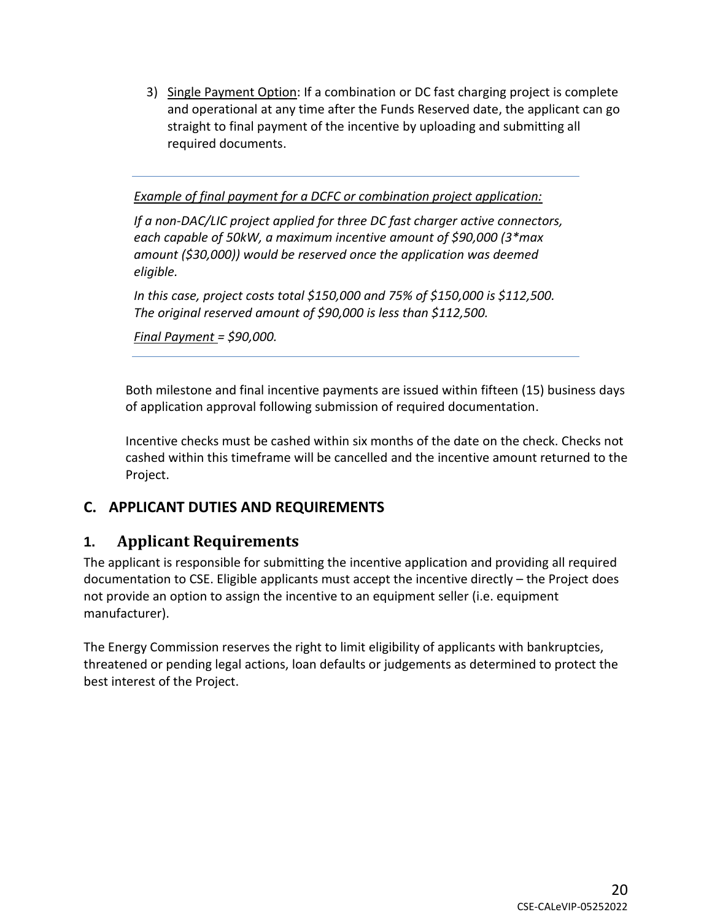3) Single Payment Option: If a combination or DC fast charging project is complete and operational at any time after the Funds Reserved date, the applicant can go straight to final payment of the incentive by uploading and submitting all required documents.

---

*Example of final payment for a DCFC or combination project application:*

*If a non-DAC/LIC project applied for three DC fast charger active connectors, each capable of 50kW, a maximum incentive amount of $90,000 (3*max amount ($30,000)) would be reserved once the application was deemed eligible.*

*In this case, project costs total $150,000 and 75% of $150,000 is $112,500. The original reserved amount of $90,000 is less than $112,500.*

*Final Payment = $90,000.*

---

Both milestone and final incentive payments are issued within fifteen (15) business days of application approval following submission of required documentation.

Incentive checks must be cashed within six months of the date on the check. Checks not cashed within this timeframe will be cancelled and the incentive amount returned to the Project.

## C. APPLICANT DUTIES AND REQUIREMENTS

### 1. Applicant Requirements

The applicant is responsible for submitting the incentive application and providing all required documentation to CSE. Eligible applicants must accept the incentive directly – the Project does not provide an option to assign the incentive to an equipment seller (i.e. equipment manufacturer).

The Energy Commission reserves the right to limit eligibility of applicants with bankruptcies, threatened or pending legal actions, loan defaults or judgements as determined to protect the best interest of the Project.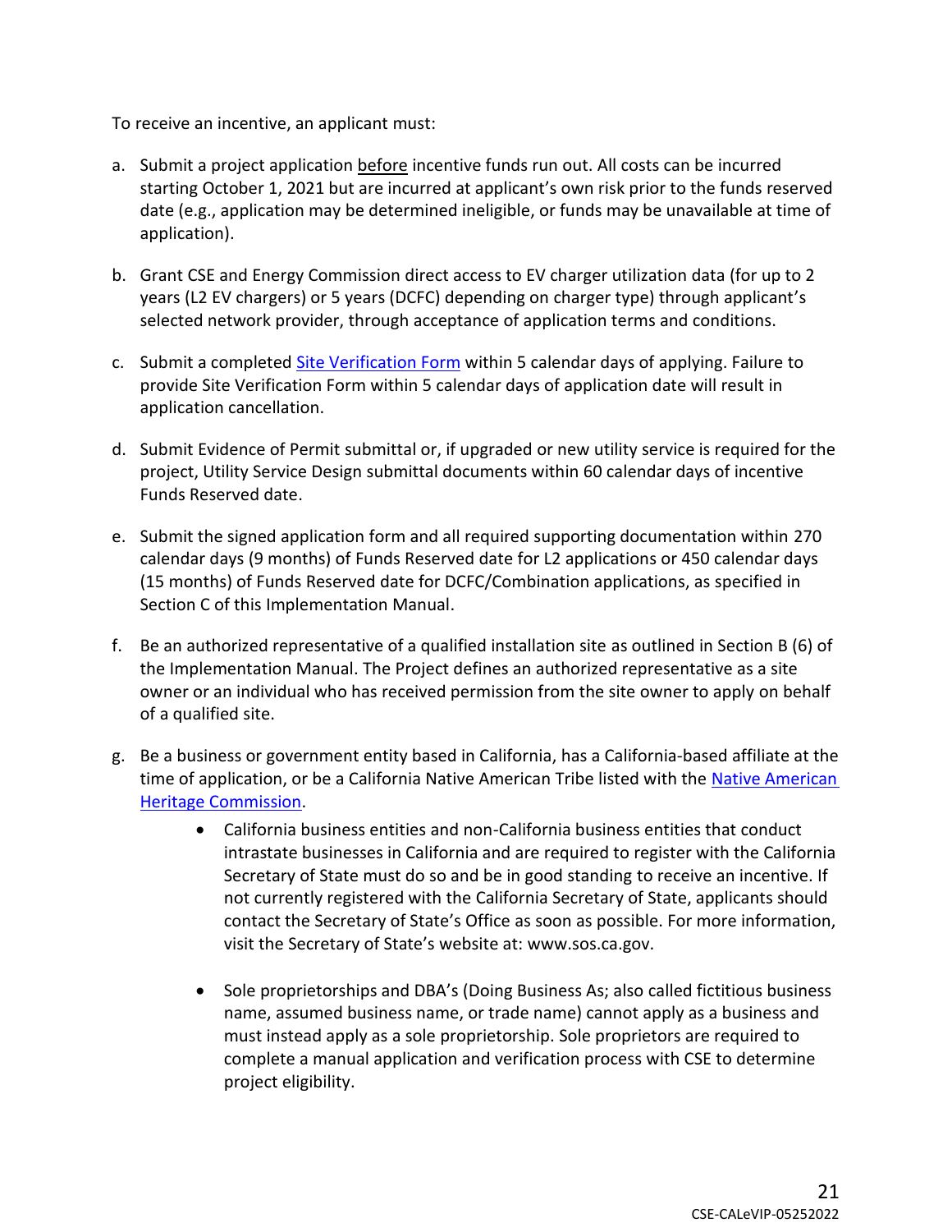To receive an incentive, an applicant must:

a. Submit a project application <u>before</u> incentive funds run out. All costs can be incurred starting October 1, 2021 but are incurred at applicant's own risk prior to the funds reserved date (e.g., application may be determined ineligible, or funds may be unavailable at time of application).

b. Grant CSE and Energy Commission direct access to EV charger utilization data (for up to 2 years (L2 EV chargers) or 5 years (DCFC) depending on charger type) through applicant's selected network provider, through acceptance of application terms and conditions.

c. Submit a completed [Site Verification Form]() within 5 calendar days of applying. Failure to provide Site Verification Form within 5 calendar days of application date will result in application cancellation.

d. Submit Evidence of Permit submittal or, if upgraded or new utility service is required for the project, Utility Service Design submittal documents within 60 calendar days of incentive Funds Reserved date.

e. Submit the signed application form and all required supporting documentation within 270 calendar days (9 months) of Funds Reserved date for L2 applications or 450 calendar days (15 months) of Funds Reserved date for DCFC/Combination applications, as specified in Section C of this Implementation Manual.

f. Be an authorized representative of a qualified installation site as outlined in Section B (6) of the Implementation Manual. The Project defines an authorized representative as a site owner or an individual who has received permission from the site owner to apply on behalf of a qualified site.

g. Be a business or government entity based in California, has a California-based affiliate at the time of application, or be a California Native American Tribe listed with the [Native American Heritage Commission]().

    - California business entities and non-California business entities that conduct intrastate businesses in California and are required to register with the California Secretary of State must do so and be in good standing to receive an incentive. If not currently registered with the California Secretary of State, applicants should contact the Secretary of State's Office as soon as possible. For more information, visit the Secretary of State's website at: www.sos.ca.gov.

    - Sole proprietorships and DBA's (Doing Business As; also called fictitious business name, assumed business name, or trade name) cannot apply as a business and must instead apply as a sole proprietorship. Sole proprietors are required to complete a manual application and verification process with CSE to determine project eligibility.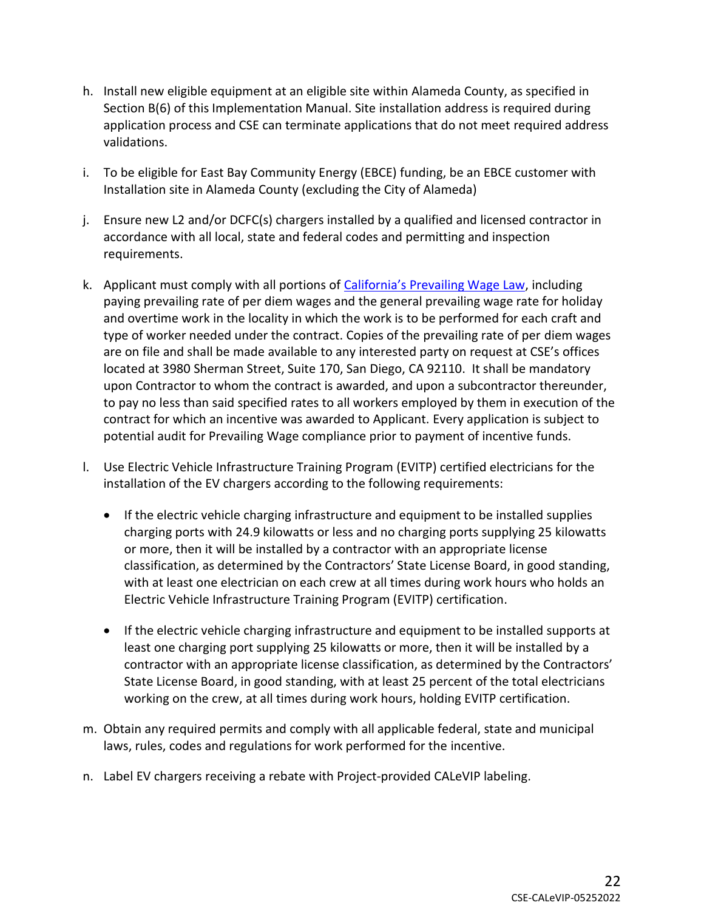h. Install new eligible equipment at an eligible site within Alameda County, as specified in Section B(6) of this Implementation Manual. Site installation address is required during application process and CSE can terminate applications that do not meet required address validations.

i. To be eligible for East Bay Community Energy (EBCE) funding, be an EBCE customer with Installation site in Alameda County (excluding the City of Alameda)

j. Ensure new L2 and/or DCFC(s) chargers installed by a qualified and licensed contractor in accordance with all local, state and federal codes and permitting and inspection requirements.

k. Applicant must comply with all portions of [California's Prevailing Wage Law](), including paying prevailing rate of per diem wages and the general prevailing wage rate for holiday and overtime work in the locality in which the work is to be performed for each craft and type of worker needed under the contract. Copies of the prevailing rate of per diem wages are on file and shall be made available to any interested party on request at CSE's offices located at 3980 Sherman Street, Suite 170, San Diego, CA 92110. It shall be mandatory upon Contractor to whom the contract is awarded, and upon a subcontractor thereunder, to pay no less than said specified rates to all workers employed by them in execution of the contract for which an incentive was awarded to Applicant. Every application is subject to potential audit for Prevailing Wage compliance prior to payment of incentive funds.

l. Use Electric Vehicle Infrastructure Training Program (EVITP) certified electricians for the installation of the EV chargers according to the following requirements:

   - If the electric vehicle charging infrastructure and equipment to be installed supplies charging ports with 24.9 kilowatts or less and no charging ports supplying 25 kilowatts or more, then it will be installed by a contractor with an appropriate license classification, as determined by the Contractors' State License Board, in good standing, with at least one electrician on each crew at all times during work hours who holds an Electric Vehicle Infrastructure Training Program (EVITP) certification.
   - If the electric vehicle charging infrastructure and equipment to be installed supports at least one charging port supplying 25 kilowatts or more, then it will be installed by a contractor with an appropriate license classification, as determined by the Contractors' State License Board, in good standing, with at least 25 percent of the total electricians working on the crew, at all times during work hours, holding EVITP certification.

m. Obtain any required permits and comply with all applicable federal, state and municipal laws, rules, codes and regulations for work performed for the incentive.

n. Label EV chargers receiving a rebate with Project-provided CALeVIP labeling.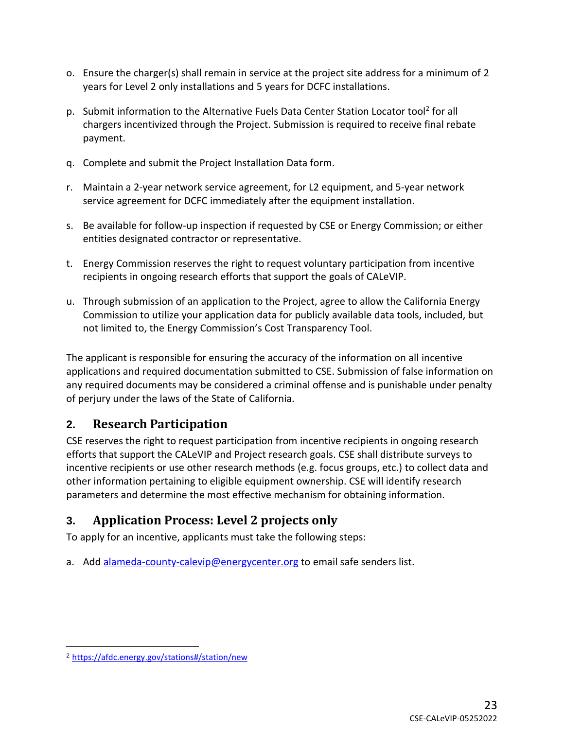o. Ensure the charger(s) shall remain in service at the project site address for a minimum of 2 years for Level 2 only installations and 5 years for DCFC installations.

p. Submit information to the Alternative Fuels Data Center Station Locator tool[2] for all chargers incentivized through the Project. Submission is required to receive final rebate payment.

q. Complete and submit the Project Installation Data form.

r. Maintain a 2-year network service agreement, for L2 equipment, and 5-year network service agreement for DCFC immediately after the equipment installation.

s. Be available for follow-up inspection if requested by CSE or Energy Commission; or either entities designated contractor or representative.

t. Energy Commission reserves the right to request voluntary participation from incentive recipients in ongoing research efforts that support the goals of CALeVIP.

u. Through submission of an application to the Project, agree to allow the California Energy Commission to utilize your application data for publicly available data tools, included, but not limited to, the Energy Commission's Cost Transparency Tool.

The applicant is responsible for ensuring the accuracy of the information on all incentive applications and required documentation submitted to CSE. Submission of false information on any required documents may be considered a criminal offense and is punishable under penalty of perjury under the laws of the State of California.

## 2. Research Participation

CSE reserves the right to request participation from incentive recipients in ongoing research efforts that support the CALeVIP and Project research goals. CSE shall distribute surveys to incentive recipients or use other research methods (e.g. focus groups, etc.) to collect data and other information pertaining to eligible equipment ownership. CSE will identify research parameters and determine the most effective mechanism for obtaining information.

## 3. Application Process: Level 2 projects only

To apply for an incentive, applicants must take the following steps:

a. Add alameda-county-calevip@energycenter.org to email safe senders list.

[2] https://afdc.energy.gov/stations#/station/new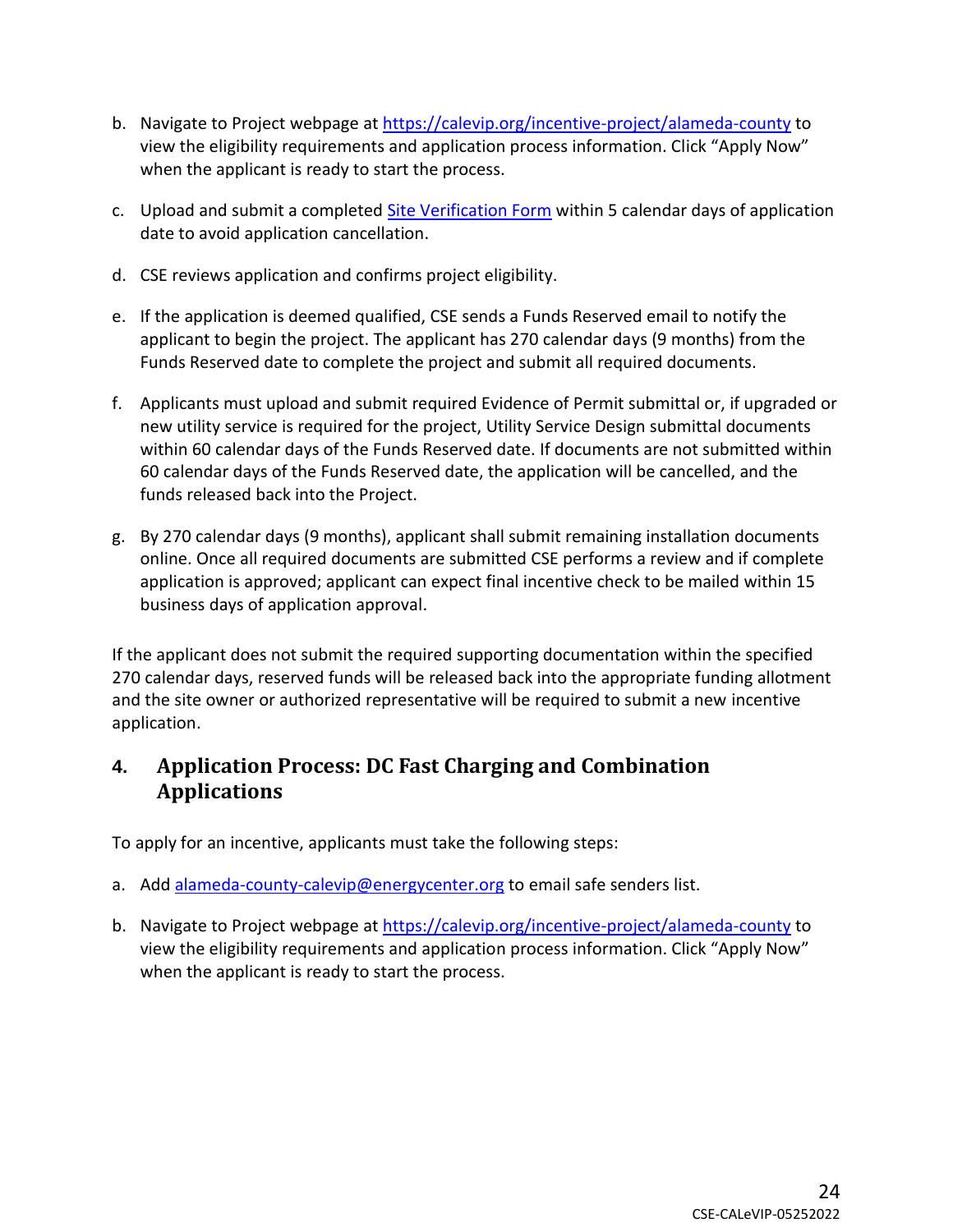b. Navigate to Project webpage at https://calevip.org/incentive-project/alameda-county to view the eligibility requirements and application process information. Click "Apply Now" when the applicant is ready to start the process.

c. Upload and submit a completed Site Verification Form within 5 calendar days of application date to avoid application cancellation.

d. CSE reviews application and confirms project eligibility.

e. If the application is deemed qualified, CSE sends a Funds Reserved email to notify the applicant to begin the project. The applicant has 270 calendar days (9 months) from the Funds Reserved date to complete the project and submit all required documents.

f. Applicants must upload and submit required Evidence of Permit submittal or, if upgraded or new utility service is required for the project, Utility Service Design submittal documents within 60 calendar days of the Funds Reserved date. If documents are not submitted within 60 calendar days of the Funds Reserved date, the application will be cancelled, and the funds released back into the Project.

g. By 270 calendar days (9 months), applicant shall submit remaining installation documents online. Once all required documents are submitted CSE performs a review and if complete application is approved; applicant can expect final incentive check to be mailed within 15 business days of application approval.

If the applicant does not submit the required supporting documentation within the specified 270 calendar days, reserved funds will be released back into the appropriate funding allotment and the site owner or authorized representative will be required to submit a new incentive application.

## 4. Application Process: DC Fast Charging and Combination Applications

To apply for an incentive, applicants must take the following steps:

a. Add alameda-county-calevip@energycenter.org to email safe senders list.

b. Navigate to Project webpage at https://calevip.org/incentive-project/alameda-county to view the eligibility requirements and application process information. Click "Apply Now" when the applicant is ready to start the process.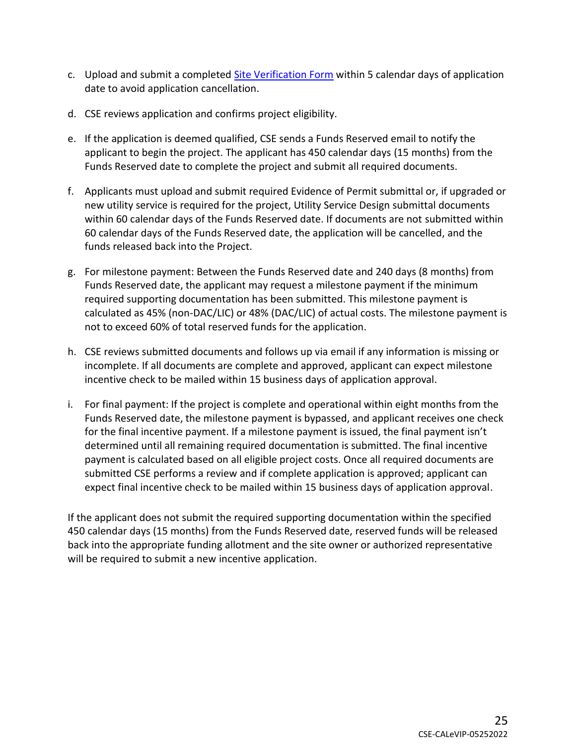c. Upload and submit a completed [Site Verification Form]() within 5 calendar days of application date to avoid application cancellation.

d. CSE reviews application and confirms project eligibility.

e. If the application is deemed qualified, CSE sends a Funds Reserved email to notify the applicant to begin the project. The applicant has 450 calendar days (15 months) from the Funds Reserved date to complete the project and submit all required documents.

f. Applicants must upload and submit required Evidence of Permit submittal or, if upgraded or new utility service is required for the project, Utility Service Design submittal documents within 60 calendar days of the Funds Reserved date. If documents are not submitted within 60 calendar days of the Funds Reserved date, the application will be cancelled, and the funds released back into the Project.

g. For milestone payment: Between the Funds Reserved date and 240 days (8 months) from Funds Reserved date, the applicant may request a milestone payment if the minimum required supporting documentation has been submitted. This milestone payment is calculated as 45% (non-DAC/LIC) or 48% (DAC/LIC) of actual costs. The milestone payment is not to exceed 60% of total reserved funds for the application.

h. CSE reviews submitted documents and follows up via email if any information is missing or incomplete. If all documents are complete and approved, applicant can expect milestone incentive check to be mailed within 15 business days of application approval.

i. For final payment: If the project is complete and operational within eight months from the Funds Reserved date, the milestone payment is bypassed, and applicant receives one check for the final incentive payment. If a milestone payment is issued, the final payment isn't determined until all remaining required documentation is submitted. The final incentive payment is calculated based on all eligible project costs. Once all required documents are submitted CSE performs a review and if complete application is approved; applicant can expect final incentive check to be mailed within 15 business days of application approval.

If the applicant does not submit the required supporting documentation within the specified 450 calendar days (15 months) from the Funds Reserved date, reserved funds will be released back into the appropriate funding allotment and the site owner or authorized representative will be required to submit a new incentive application.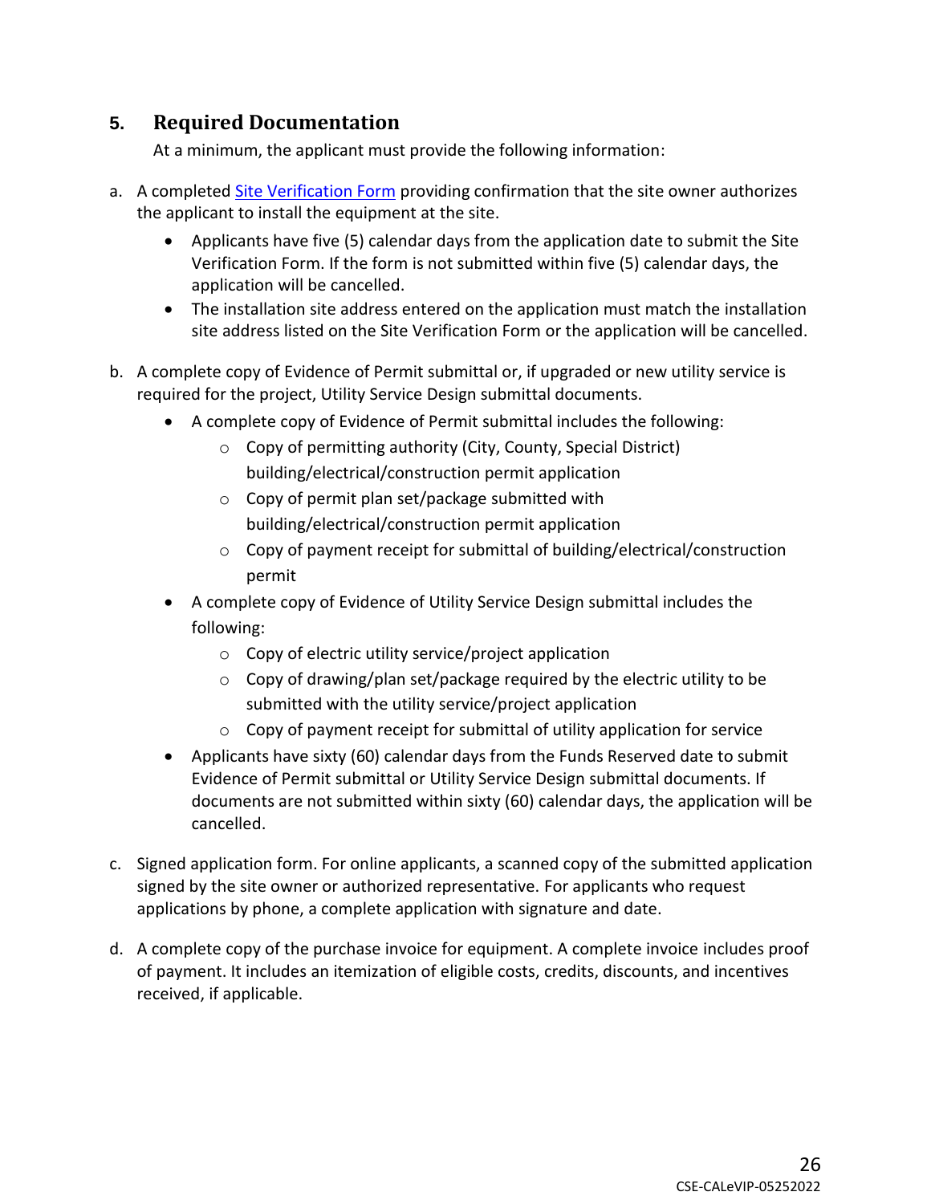## 5. Required Documentation

At a minimum, the applicant must provide the following information:

a. A completed Site Verification Form providing confirmation that the site owner authorizes the applicant to install the equipment at the site.

- Applicants have five (5) calendar days from the application date to submit the Site Verification Form. If the form is not submitted within five (5) calendar days, the application will be cancelled.
- The installation site address entered on the application must match the installation site address listed on the Site Verification Form or the application will be cancelled.

b. A complete copy of Evidence of Permit submittal or, if upgraded or new utility service is required for the project, Utility Service Design submittal documents.

- A complete copy of Evidence of Permit submittal includes the following:
  - Copy of permitting authority (City, County, Special District) building/electrical/construction permit application
  - Copy of permit plan set/package submitted with building/electrical/construction permit application
  - Copy of payment receipt for submittal of building/electrical/construction permit
- A complete copy of Evidence of Utility Service Design submittal includes the following:
  - Copy of electric utility service/project application
  - Copy of drawing/plan set/package required by the electric utility to be submitted with the utility service/project application
  - Copy of payment receipt for submittal of utility application for service
- Applicants have sixty (60) calendar days from the Funds Reserved date to submit Evidence of Permit submittal or Utility Service Design submittal documents. If documents are not submitted within sixty (60) calendar days, the application will be cancelled.

c. Signed application form. For online applicants, a scanned copy of the submitted application signed by the site owner or authorized representative. For applicants who request applications by phone, a complete application with signature and date.

d. A complete copy of the purchase invoice for equipment. A complete invoice includes proof of payment. It includes an itemization of eligible costs, credits, discounts, and incentives received, if applicable.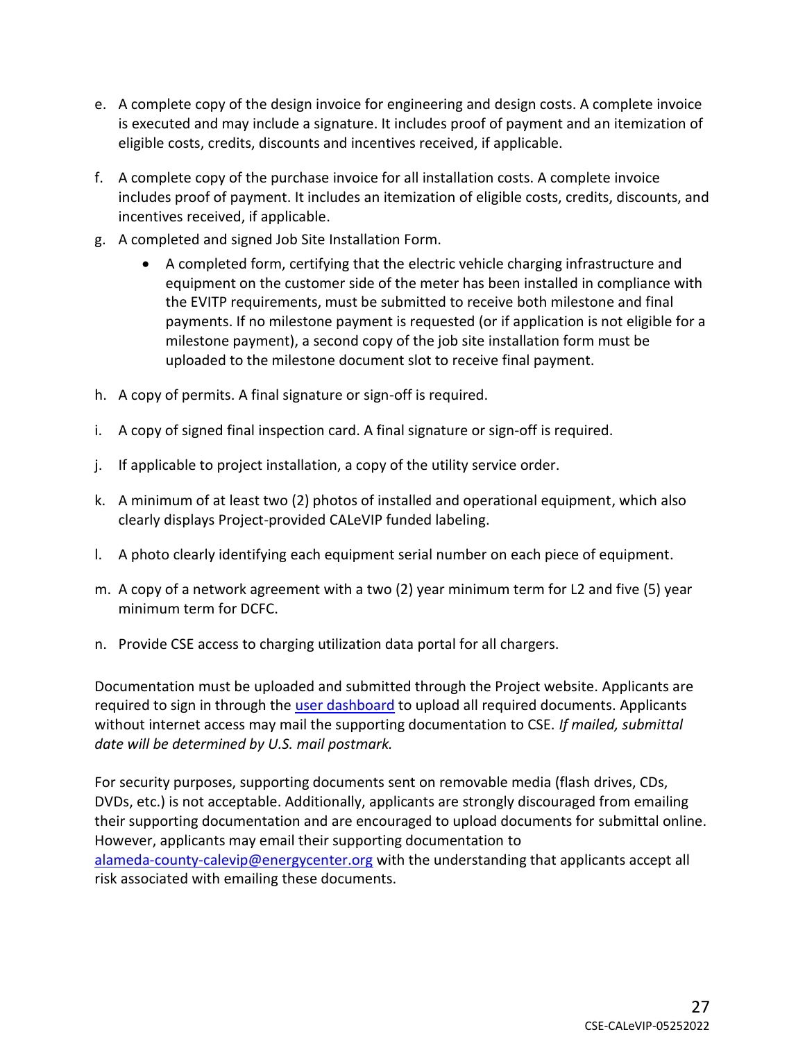e. A complete copy of the design invoice for engineering and design costs. A complete invoice is executed and may include a signature. It includes proof of payment and an itemization of eligible costs, credits, discounts and incentives received, if applicable.

f. A complete copy of the purchase invoice for all installation costs. A complete invoice includes proof of payment. It includes an itemization of eligible costs, credits, discounts, and incentives received, if applicable.

g. A completed and signed Job Site Installation Form.
    - A completed form, certifying that the electric vehicle charging infrastructure and equipment on the customer side of the meter has been installed in compliance with the EVITP requirements, must be submitted to receive both milestone and final payments. If no milestone payment is requested (or if application is not eligible for a milestone payment), a second copy of the job site installation form must be uploaded to the milestone document slot to receive final payment.

h. A copy of permits. A final signature or sign-off is required.

i. A copy of signed final inspection card. A final signature or sign-off is required.

j. If applicable to project installation, a copy of the utility service order.

k. A minimum of at least two (2) photos of installed and operational equipment, which also clearly displays Project-provided CALeVIP funded labeling.

l. A photo clearly identifying each equipment serial number on each piece of equipment.

m. A copy of a network agreement with a two (2) year minimum term for L2 and five (5) year minimum term for DCFC.

n. Provide CSE access to charging utilization data portal for all chargers.

Documentation must be uploaded and submitted through the Project website. Applicants are required to sign in through the user dashboard to upload all required documents. Applicants without internet access may mail the supporting documentation to CSE. *If mailed, submittal date will be determined by U.S. mail postmark.*

For security purposes, supporting documents sent on removable media (flash drives, CDs, DVDs, etc.) is not acceptable. Additionally, applicants are strongly discouraged from emailing their supporting documentation and are encouraged to upload documents for submittal online. However, applicants may email their supporting documentation to alameda-county-calevip@energycenter.org with the understanding that applicants accept all risk associated with emailing these documents.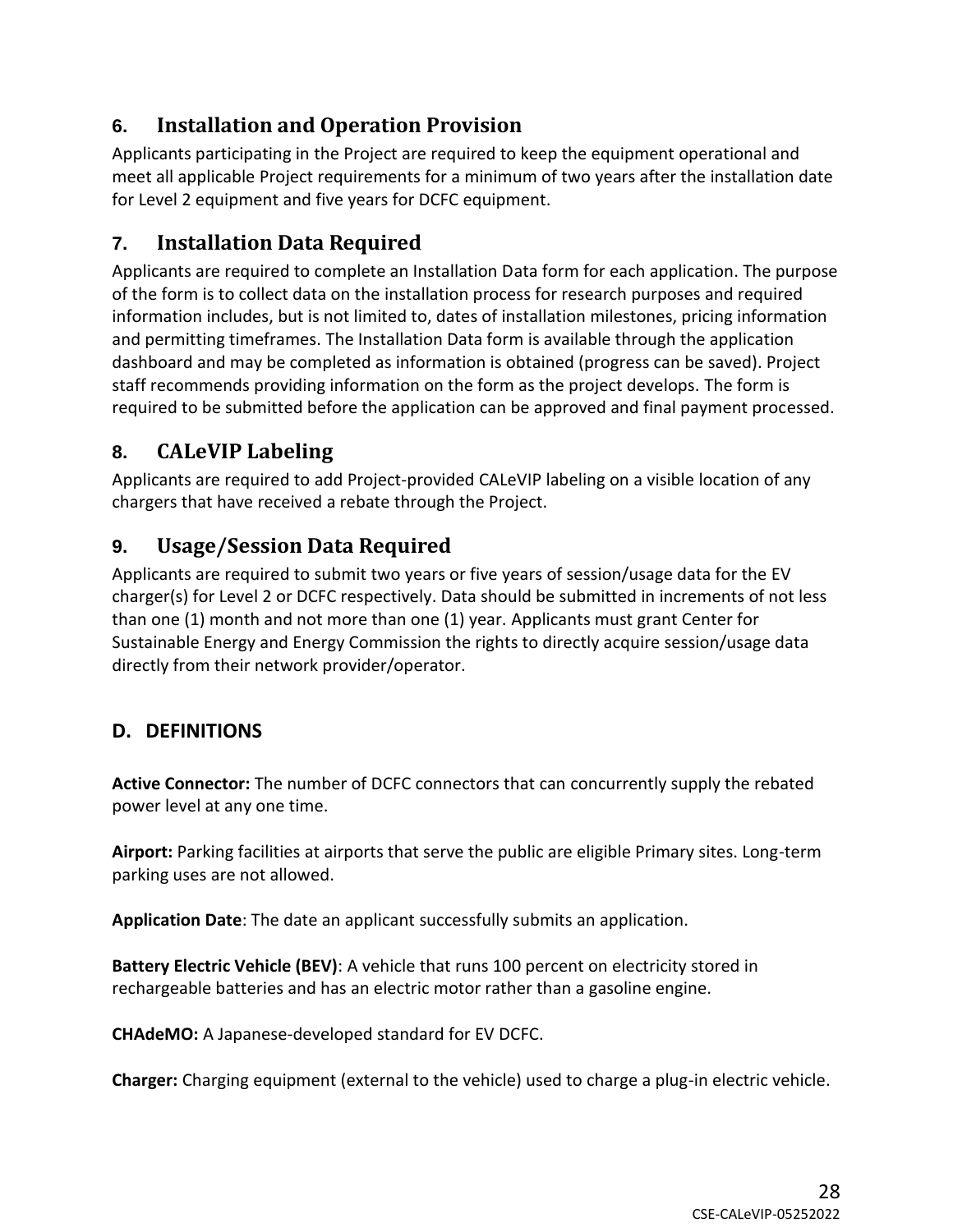### 6. Installation and Operation Provision

Applicants participating in the Project are required to keep the equipment operational and meet all applicable Project requirements for a minimum of two years after the installation date for Level 2 equipment and five years for DCFC equipment.

### 7. Installation Data Required

Applicants are required to complete an Installation Data form for each application. The purpose of the form is to collect data on the installation process for research purposes and required information includes, but is not limited to, dates of installation milestones, pricing information and permitting timeframes. The Installation Data form is available through the application dashboard and may be completed as information is obtained (progress can be saved). Project staff recommends providing information on the form as the project develops. The form is required to be submitted before the application can be approved and final payment processed.

### 8. CALeVIP Labeling

Applicants are required to add Project-provided CALeVIP labeling on a visible location of any chargers that have received a rebate through the Project.

### 9. Usage/Session Data Required

Applicants are required to submit two years or five years of session/usage data for the EV charger(s) for Level 2 or DCFC respectively. Data should be submitted in increments of not less than one (1) month and not more than one (1) year. Applicants must grant Center for Sustainable Energy and Energy Commission the rights to directly acquire session/usage data directly from their network provider/operator.

## D. DEFINITIONS

**Active Connector:** The number of DCFC connectors that can concurrently supply the rebated power level at any one time.

**Airport:** Parking facilities at airports that serve the public are eligible Primary sites. Long-term parking uses are not allowed.

**Application Date**: The date an applicant successfully submits an application.

**Battery Electric Vehicle (BEV)**: A vehicle that runs 100 percent on electricity stored in rechargeable batteries and has an electric motor rather than a gasoline engine.

**CHAdeMO:** A Japanese-developed standard for EV DCFC.

**Charger:** Charging equipment (external to the vehicle) used to charge a plug-in electric vehicle.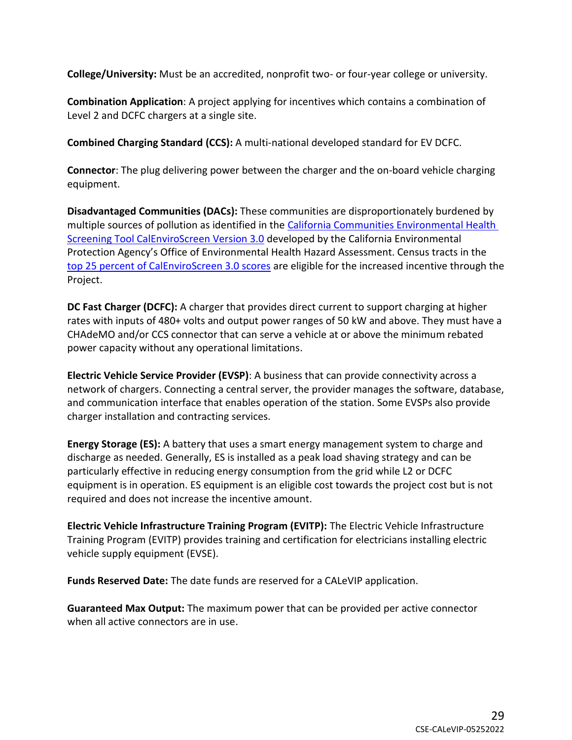**College/University:** Must be an accredited, nonprofit two- or four-year college or university.

**Combination Application**: A project applying for incentives which contains a combination of Level 2 and DCFC chargers at a single site.

**Combined Charging Standard (CCS):** A multi-national developed standard for EV DCFC.

**Connector**: The plug delivering power between the charger and the on-board vehicle charging equipment.

**Disadvantaged Communities (DACs):** These communities are disproportionately burdened by multiple sources of pollution as identified in the California Communities Environmental Health Screening Tool CalEnviroScreen Version 3.0 developed by the California Environmental Protection Agency's Office of Environmental Health Hazard Assessment. Census tracts in the top 25 percent of CalEnviroScreen 3.0 scores are eligible for the increased incentive through the Project.

**DC Fast Charger (DCFC):** A charger that provides direct current to support charging at higher rates with inputs of 480+ volts and output power ranges of 50 kW and above. They must have a CHAdeMO and/or CCS connector that can serve a vehicle at or above the minimum rebated power capacity without any operational limitations.

**Electric Vehicle Service Provider (EVSP)**: A business that can provide connectivity across a network of chargers. Connecting a central server, the provider manages the software, database, and communication interface that enables operation of the station. Some EVSPs also provide charger installation and contracting services.

**Energy Storage (ES):** A battery that uses a smart energy management system to charge and discharge as needed. Generally, ES is installed as a peak load shaving strategy and can be particularly effective in reducing energy consumption from the grid while L2 or DCFC equipment is in operation. ES equipment is an eligible cost towards the project cost but is not required and does not increase the incentive amount.

**Electric Vehicle Infrastructure Training Program (EVITP):** The Electric Vehicle Infrastructure Training Program (EVITP) provides training and certification for electricians installing electric vehicle supply equipment (EVSE).

**Funds Reserved Date:** The date funds are reserved for a CALeVIP application.

**Guaranteed Max Output:** The maximum power that can be provided per active connector when all active connectors are in use.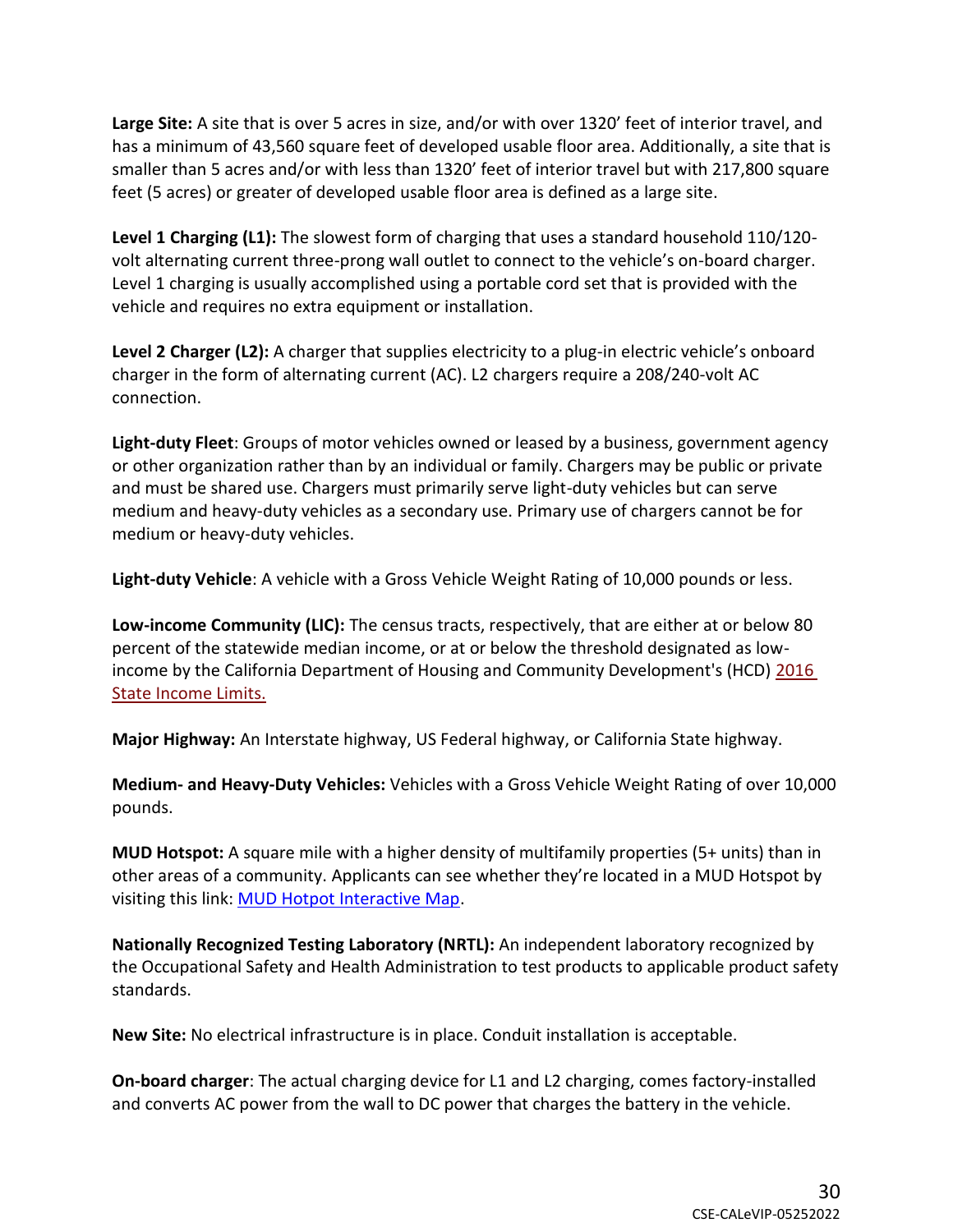**Large Site:** A site that is over 5 acres in size, and/or with over 1320' feet of interior travel, and has a minimum of 43,560 square feet of developed usable floor area. Additionally, a site that is smaller than 5 acres and/or with less than 1320' feet of interior travel but with 217,800 square feet (5 acres) or greater of developed usable floor area is defined as a large site.

**Level 1 Charging (L1):** The slowest form of charging that uses a standard household 110/120-volt alternating current three-prong wall outlet to connect to the vehicle's on-board charger. Level 1 charging is usually accomplished using a portable cord set that is provided with the vehicle and requires no extra equipment or installation.

**Level 2 Charger (L2):** A charger that supplies electricity to a plug-in electric vehicle's onboard charger in the form of alternating current (AC). L2 chargers require a 208/240-volt AC connection.

**Light-duty Fleet**: Groups of motor vehicles owned or leased by a business, government agency or other organization rather than by an individual or family. Chargers may be public or private and must be shared use. Chargers must primarily serve light-duty vehicles but can serve medium and heavy-duty vehicles as a secondary use. Primary use of chargers cannot be for medium or heavy-duty vehicles.

**Light-duty Vehicle**: A vehicle with a Gross Vehicle Weight Rating of 10,000 pounds or less.

**Low-income Community (LIC):** The census tracts, respectively, that are either at or below 80 percent of the statewide median income, or at or below the threshold designated as low-income by the California Department of Housing and Community Development's (HCD) 2016 State Income Limits.

**Major Highway:** An Interstate highway, US Federal highway, or California State highway.

**Medium- and Heavy-Duty Vehicles:** Vehicles with a Gross Vehicle Weight Rating of over 10,000 pounds.

**MUD Hotspot:** A square mile with a higher density of multifamily properties (5+ units) than in other areas of a community. Applicants can see whether they're located in a MUD Hotspot by visiting this link: MUD Hotpot Interactive Map.

**Nationally Recognized Testing Laboratory (NRTL):** An independent laboratory recognized by the Occupational Safety and Health Administration to test products to applicable product safety standards.

**New Site:** No electrical infrastructure is in place. Conduit installation is acceptable.

**On-board charger**: The actual charging device for L1 and L2 charging, comes factory-installed and converts AC power from the wall to DC power that charges the battery in the vehicle.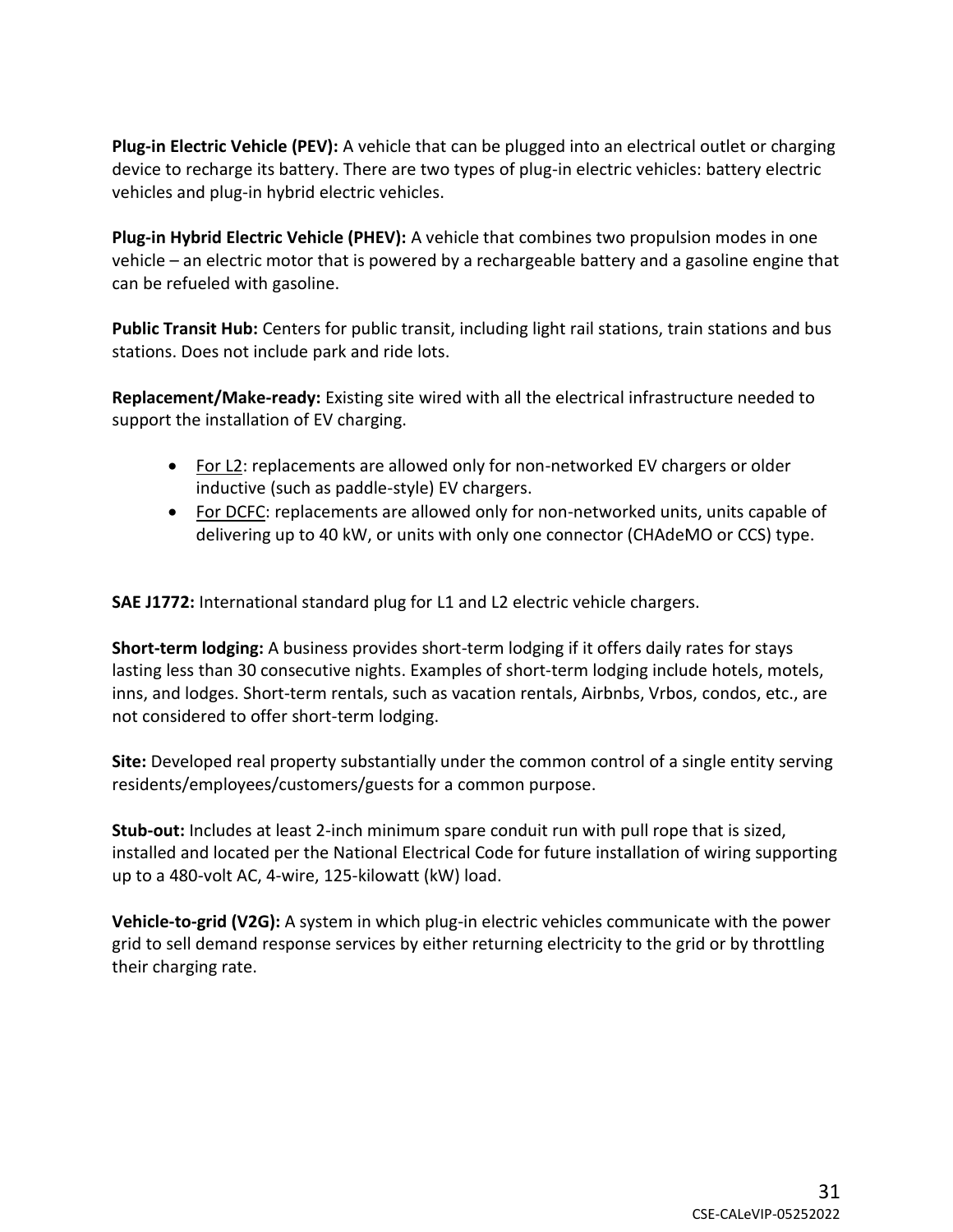**Plug-in Electric Vehicle (PEV):** A vehicle that can be plugged into an electrical outlet or charging device to recharge its battery. There are two types of plug-in electric vehicles: battery electric vehicles and plug-in hybrid electric vehicles.

**Plug-in Hybrid Electric Vehicle (PHEV):** A vehicle that combines two propulsion modes in one vehicle – an electric motor that is powered by a rechargeable battery and a gasoline engine that can be refueled with gasoline.

**Public Transit Hub:** Centers for public transit, including light rail stations, train stations and bus stations. Does not include park and ride lots.

**Replacement/Make-ready:** Existing site wired with all the electrical infrastructure needed to support the installation of EV charging.

- For L2: replacements are allowed only for non-networked EV chargers or older inductive (such as paddle-style) EV chargers.
- For DCFC: replacements are allowed only for non-networked units, units capable of delivering up to 40 kW, or units with only one connector (CHAdeMO or CCS) type.

**SAE J1772:** International standard plug for L1 and L2 electric vehicle chargers.

**Short-term lodging:** A business provides short-term lodging if it offers daily rates for stays lasting less than 30 consecutive nights. Examples of short-term lodging include hotels, motels, inns, and lodges. Short-term rentals, such as vacation rentals, Airbnbs, Vrbos, condos, etc., are not considered to offer short-term lodging.

**Site:** Developed real property substantially under the common control of a single entity serving residents/employees/customers/guests for a common purpose.

**Stub-out:** Includes at least 2-inch minimum spare conduit run with pull rope that is sized, installed and located per the National Electrical Code for future installation of wiring supporting up to a 480-volt AC, 4-wire, 125-kilowatt (kW) load.

**Vehicle-to-grid (V2G):** A system in which plug-in electric vehicles communicate with the power grid to sell demand response services by either returning electricity to the grid or by throttling their charging rate.